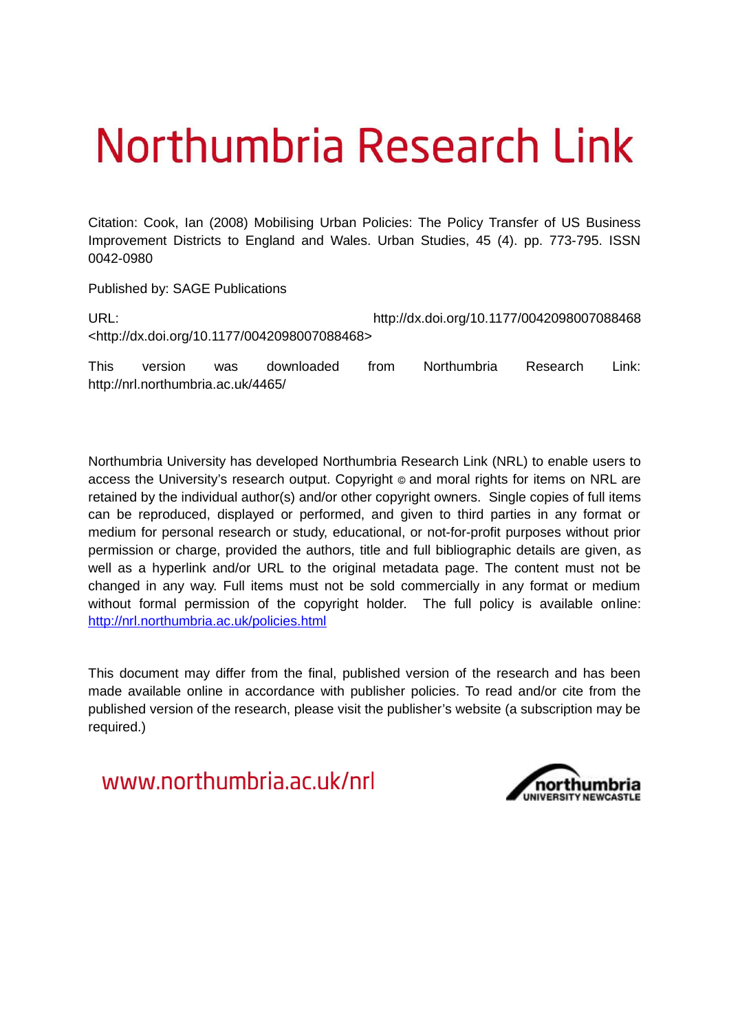# Northumbria Research Link

Citation: Cook, Ian (2008) Mobilising Urban Policies: The Policy Transfer of US Business Improvement Districts to England and Wales. Urban Studies, 45 (4). pp. 773-795. ISSN 0042-0980

Published by: SAGE Publications

URL: http://dx.doi.org/10.1177/0042098007088468 <http://dx.doi.org/10.1177/0042098007088468>

This version was downloaded from Northumbria Research Link: http://nrl.northumbria.ac.uk/4465/

Northumbria University has developed Northumbria Research Link (NRL) to enable users to access the University's research output. Copyright © and moral rights for items on NRL are retained by the individual author(s) and/or other copyright owners. Single copies of full items can be reproduced, displayed or performed, and given to third parties in any format or medium for personal research or study, educational, or not-for-profit purposes without prior permission or charge, provided the authors, title and full bibliographic details are given, as well as a hyperlink and/or URL to the original metadata page. The content must not be changed in any way. Full items must not be sold commercially in any format or medium without formal permission of the copyright holder. The full policy is available online: http://nrl.northumbria.ac.uk/policies.html

This document may differ from the final, published version of the research and has been made available online in accordance with publisher policies. To read and/or cite from the published version of the research, please visit the publisher's website (a subscription may be required.)

www.northumbria.ac.uk/nrl

northumbria UNIVERSITY NEWCASTLE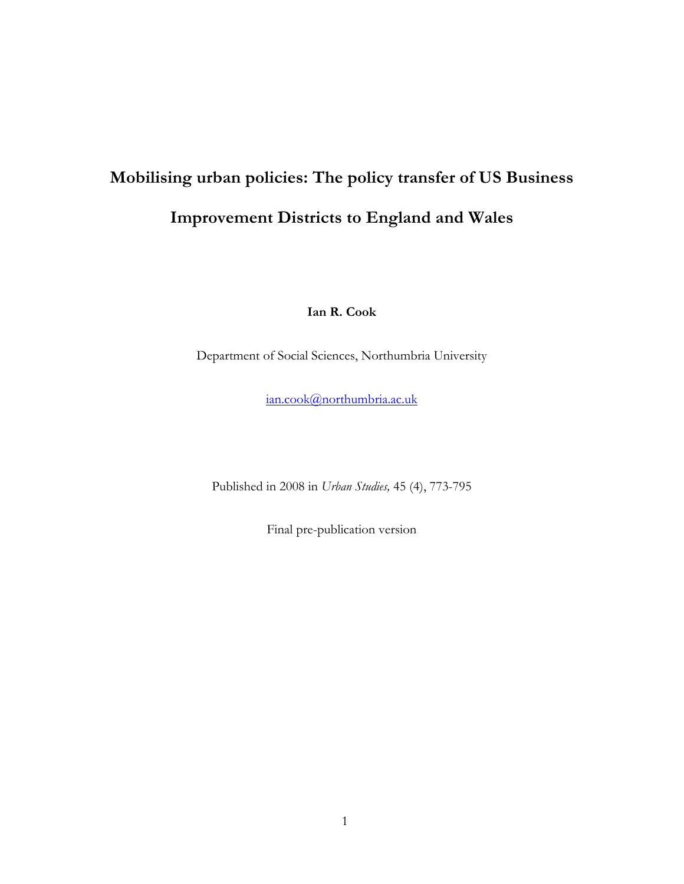# Mobilising urban policies: The policy transfer of US Business Improvement Districts to England and Wales

**Ian R. Cook**

Department of Social Sciences, Northumbria University

ian.cook@northumbria.ac.uk

Published in 2008 in *Urban Studies,* 45 (4), 773-795

Final pre-publication version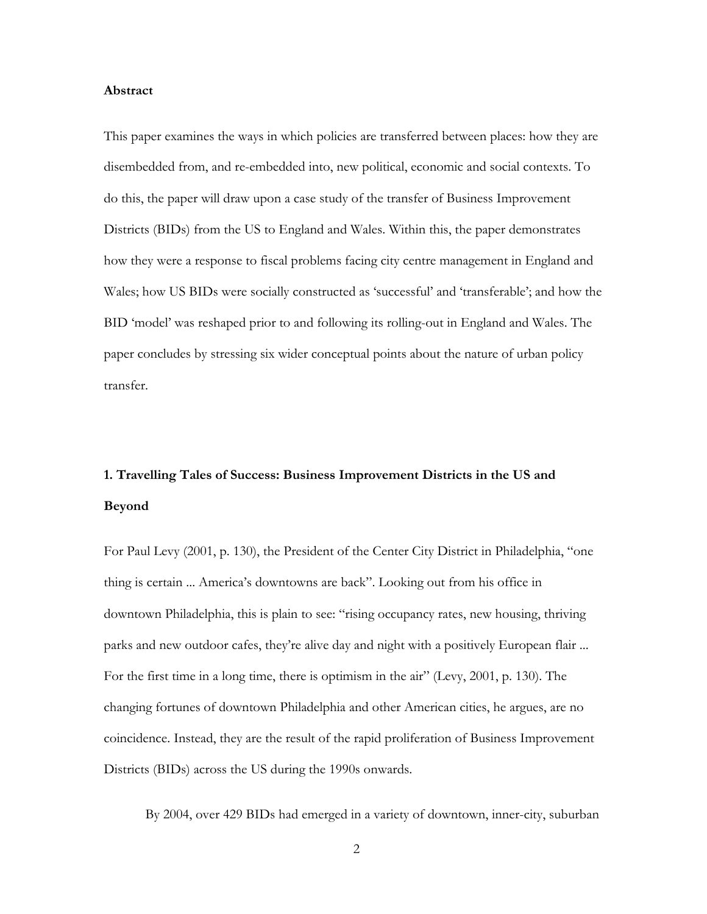**Abstract**

This paper examines the ways in which policies are transferred between places: how they are disembedded from, and re-embedded into, new political, economic and social contexts. To do this, the paper will draw upon a case study of the transfer of Business Improvement Districts (BIDs) from the US to England and Wales. Within this, the paper demonstrates how they were a response to fiscal problems facing city centre management in England and Wales; how US BIDs were socially constructed as 'successful' and 'transferable'; and how the BID 'model' was reshaped prior to and following its rolling-out in England and Wales. The paper concludes by stressing six wider conceptual points about the nature of urban policy transfer.

## 1. Travelling Tales of Success: Business Improvement Districts in the US and Beyond

For Paul Levy (2001, p. 130), the President of the Center City District in Philadelphia, "one thing is certain ... America's downtowns are back". Looking out from his office in downtown Philadelphia, this is plain to see: "rising occupancy rates, new housing, thriving parks and new outdoor cafes, they're alive day and night with a positively European flair ... For the first time in a long time, there is optimism in the air" (Levy, 2001, p. 130). The changing fortunes of downtown Philadelphia and other American cities, he argues, are no coincidence. Instead, they are the result of the rapid proliferation of Business Improvement Districts (BIDs) across the US during the 1990s onwards.

By 2004, over 429 BIDs had emerged in a variety of downtown, inner-city, suburban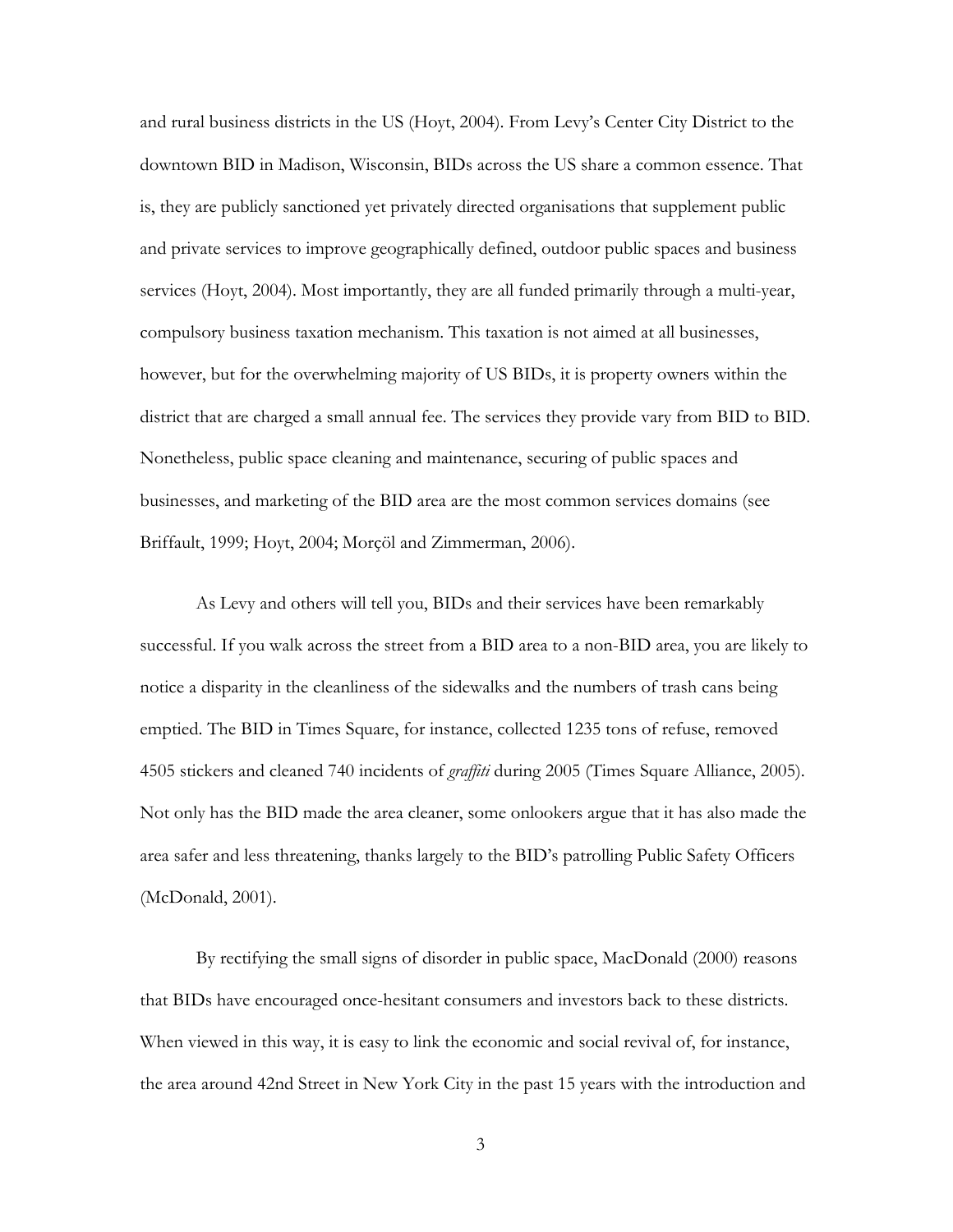and rural business districts in the US (Hoyt, 2004). From Levy's Center City District to the downtown BID in Madison, Wisconsin, BIDs across the US share a common essence. That is, they are publicly sanctioned yet privately directed organisations that supplement public and private services to improve geographically defined, outdoor public spaces and business services (Hoyt, 2004). Most importantly, they are all funded primarily through a multi-year, compulsory business taxation mechanism. This taxation is not aimed at all businesses, however, but for the overwhelming majority of US BIDs, it is property owners within the district that are charged a small annual fee. The services they provide vary from BID to BID. Nonetheless, public space cleaning and maintenance, securing of public spaces and businesses, and marketing of the BID area are the most common services domains (see Briffault, 1999; Hoyt, 2004; Morçöl and Zimmerman, 2006).

As Levy and others will tell you, BIDs and their services have been remarkably successful. If you walk across the street from a BID area to a non-BID area, you are likely to notice a disparity in the cleanliness of the sidewalks and the numbers of trash cans being emptied. The BID in Times Square, for instance, collected 1235 tons of refuse, removed 4505 stickers and cleaned 740 incidents of *graffiti* during 2005 (Times Square Alliance, 2005). Not only has the BID made the area cleaner, some onlookers argue that it has also made the area safer and less threatening, thanks largely to the BID's patrolling Public Safety Officers (McDonald, 2001).

By rectifying the small signs of disorder in public space, MacDonald (2000) reasons that BIDs have encouraged once-hesitant consumers and investors back to these districts. When viewed in this way, it is easy to link the economic and social revival of, for instance, the area around 42nd Street in New York City in the past 15 years with the introduction and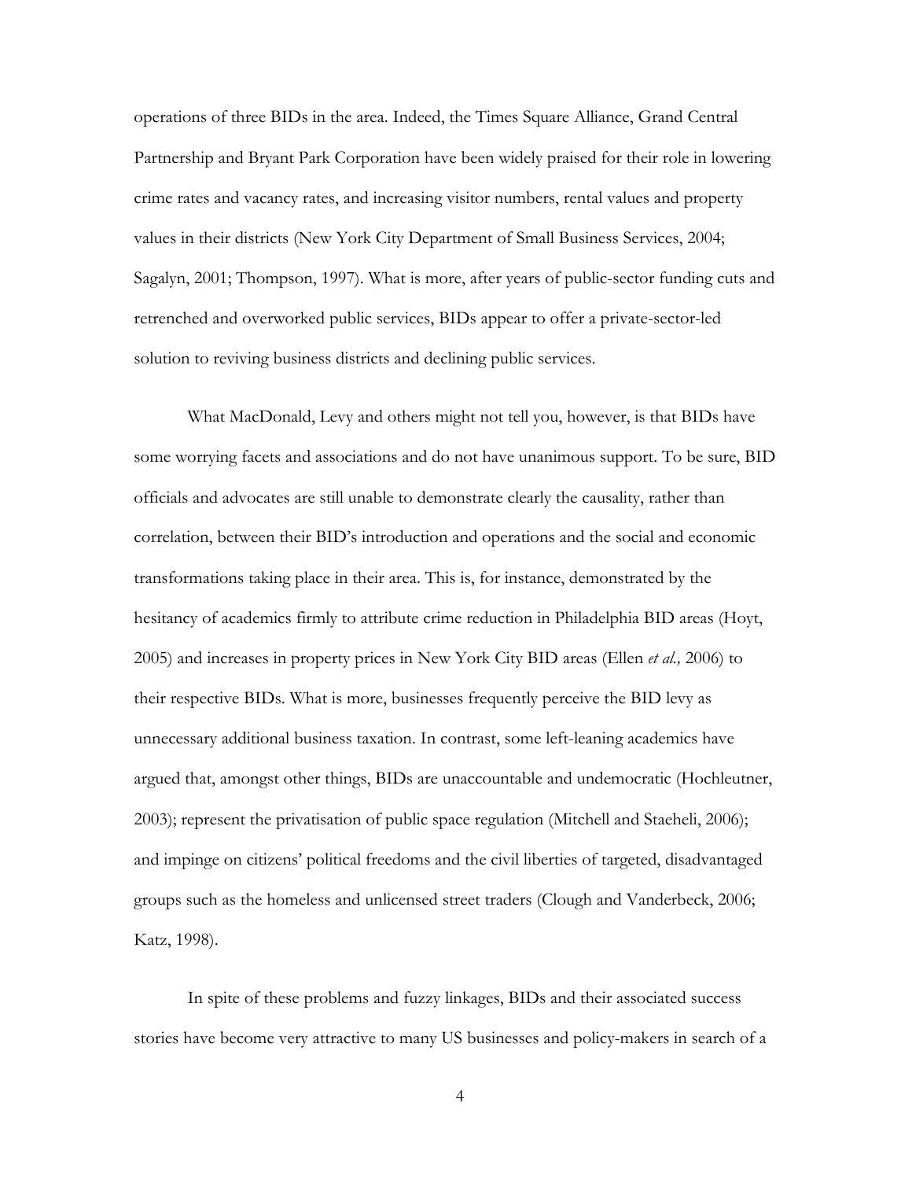operations of three BIDs in the area. Indeed, the Times Square Alliance, Grand Central Partnership and Bryant Park Corporation have been widely praised for their role in lowering crime rates and vacancy rates, and increasing visitor numbers, rental values and property values in their districts (New York City Department of Small Business Services, 2004; Sagalyn, 2001; Thompson, 1997). What is more, after years of public-sector funding cuts and retrenched and overworked public services, BIDs appear to offer a private-sector-led solution to reviving business districts and declining public services.

What MacDonald, Levy and others might not tell you, however, is that BIDs have some worrying facets and associations and do not have unanimous support. To be sure, BID officials and advocates are still unable to demonstrate clearly the causality, rather than correlation, between their BID's introduction and operations and the social and economic transformations taking place in their area. This is, for instance, demonstrated by the hesitancy of academics firmly to attribute crime reduction in Philadelphia BID areas (Hoyt, 2005) and increases in property prices in New York City BID areas (Ellen *et al.,* 2006) to their respective BIDs. What is more, businesses frequently perceive the BID levy as unnecessary additional business taxation. In contrast, some left-leaning academics have argued that, amongst other things, BIDs are unaccountable and undemocratic (Hochleutner, 2003); represent the privatisation of public space regulation (Mitchell and Staeheli, 2006); and impinge on citizens' political freedoms and the civil liberties of targeted, disadvantaged groups such as the homeless and unlicensed street traders (Clough and Vanderbeck, 2006; Katz, 1998).

In spite of these problems and fuzzy linkages, BIDs and their associated success stories have become very attractive to many US businesses and policy-makers in search of a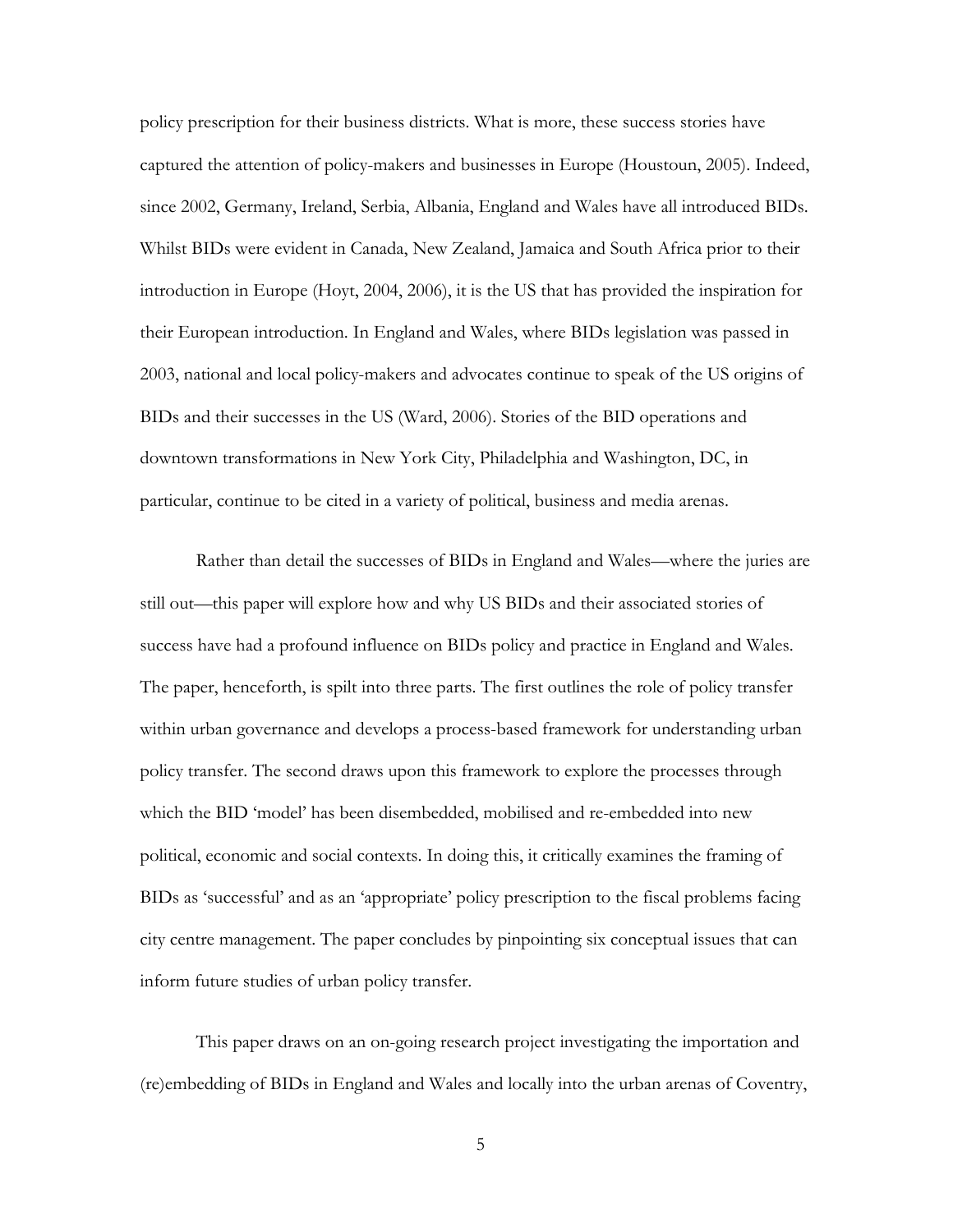policy prescription for their business districts. What is more, these success stories have captured the attention of policy-makers and businesses in Europe (Houstoun, 2005). Indeed, since 2002, Germany, Ireland, Serbia, Albania, England and Wales have all introduced BIDs. Whilst BIDs were evident in Canada, New Zealand, Jamaica and South Africa prior to their introduction in Europe (Hoyt, 2004, 2006), it is the US that has provided the inspiration for their European introduction. In England and Wales, where BIDs legislation was passed in 2003, national and local policy-makers and advocates continue to speak of the US origins of BIDs and their successes in the US (Ward, 2006). Stories of the BID operations and downtown transformations in New York City, Philadelphia and Washington, DC, in particular, continue to be cited in a variety of political, business and media arenas.

Rather than detail the successes of BIDs in England and Wales—where the juries are still out—this paper will explore how and why US BIDs and their associated stories of success have had a profound influence on BIDs policy and practice in England and Wales. The paper, henceforth, is spilt into three parts. The first outlines the role of policy transfer within urban governance and develops a process-based framework for understanding urban policy transfer. The second draws upon this framework to explore the processes through which the BID 'model' has been disembedded, mobilised and re-embedded into new political, economic and social contexts. In doing this, it critically examines the framing of BIDs as 'successful' and as an 'appropriate' policy prescription to the fiscal problems facing city centre management. The paper concludes by pinpointing six conceptual issues that can inform future studies of urban policy transfer.

This paper draws on an on-going research project investigating the importation and (re)embedding of BIDs in England and Wales and locally into the urban arenas of Coventry,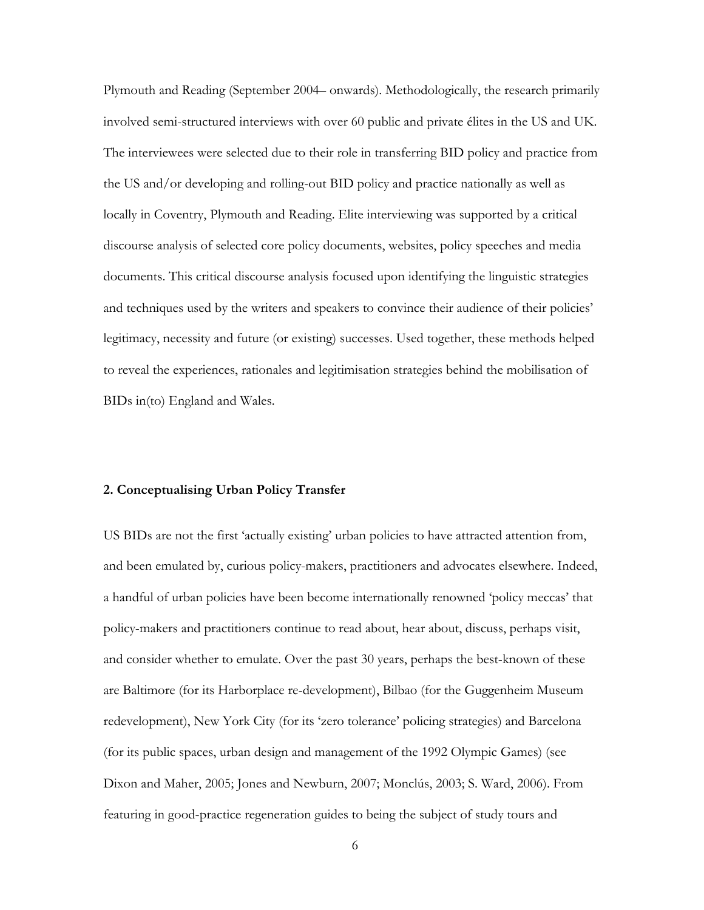Plymouth and Reading (September 2004– onwards). Methodologically, the research primarily involved semi-structured interviews with over 60 public and private élites in the US and UK. The interviewees were selected due to their role in transferring BID policy and practice from the US and/or developing and rolling-out BID policy and practice nationally as well as locally in Coventry, Plymouth and Reading. Elite interviewing was supported by a critical discourse analysis of selected core policy documents, websites, policy speeches and media documents. This critical discourse analysis focused upon identifying the linguistic strategies and techniques used by the writers and speakers to convince their audience of their policies' legitimacy, necessity and future (or existing) successes. Used together, these methods helped to reveal the experiences, rationales and legitimisation strategies behind the mobilisation of BIDs in(to) England and Wales.

## 2. Conceptualising Urban Policy Transfer

US BIDs are not the first 'actually existing' urban policies to have attracted attention from, and been emulated by, curious policy-makers, practitioners and advocates elsewhere. Indeed, a handful of urban policies have been become internationally renowned 'policy meccas' that policy-makers and practitioners continue to read about, hear about, discuss, perhaps visit, and consider whether to emulate. Over the past 30 years, perhaps the best-known of these are Baltimore (for its Harborplace re-development), Bilbao (for the Guggenheim Museum redevelopment), New York City (for its 'zero tolerance' policing strategies) and Barcelona (for its public spaces, urban design and management of the 1992 Olympic Games) (see Dixon and Maher, 2005; Jones and Newburn, 2007; Monclús, 2003; S. Ward, 2006). From featuring in good-practice regeneration guides to being the subject of study tours and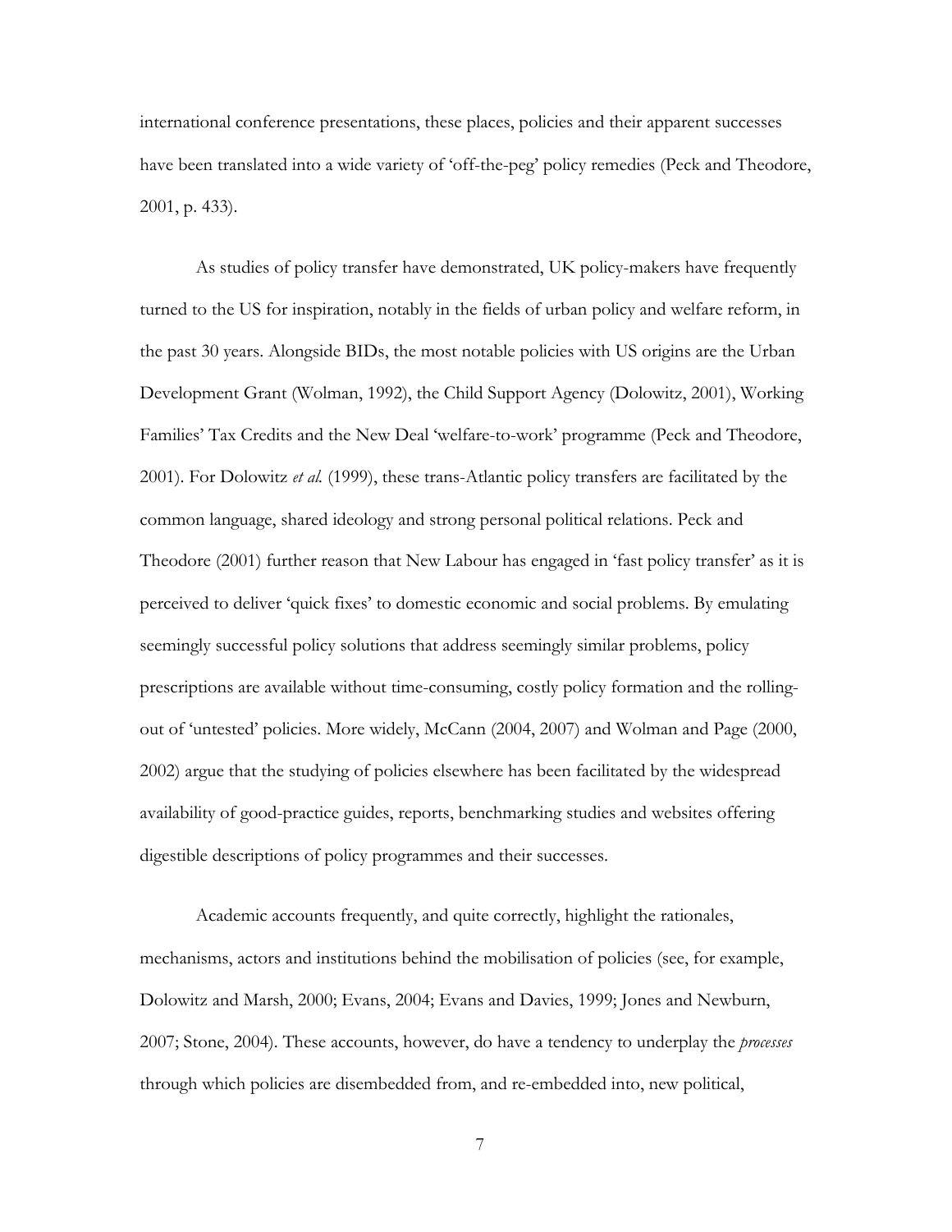international conference presentations, these places, policies and their apparent successes have been translated into a wide variety of 'off-the-peg' policy remedies (Peck and Theodore, 2001, p. 433).

As studies of policy transfer have demonstrated, UK policy-makers have frequently turned to the US for inspiration, notably in the fields of urban policy and welfare reform, in the past 30 years. Alongside BIDs, the most notable policies with US origins are the Urban Development Grant (Wolman, 1992), the Child Support Agency (Dolowitz, 2001), Working Families' Tax Credits and the New Deal 'welfare-to-work' programme (Peck and Theodore, 2001). For Dolowitz *et al.* (1999), these trans-Atlantic policy transfers are facilitated by the common language, shared ideology and strong personal political relations. Peck and Theodore (2001) further reason that New Labour has engaged in 'fast policy transfer' as it is perceived to deliver 'quick fixes' to domestic economic and social problems. By emulating seemingly successful policy solutions that address seemingly similar problems, policy prescriptions are available without time-consuming, costly policy formation and the rolling-out of 'untested' policies. More widely, McCann (2004, 2007) and Wolman and Page (2000, 2002) argue that the studying of policies elsewhere has been facilitated by the widespread availability of good-practice guides, reports, benchmarking studies and websites offering digestible descriptions of policy programmes and their successes.

Academic accounts frequently, and quite correctly, highlight the rationales, mechanisms, actors and institutions behind the mobilisation of policies (see, for example, Dolowitz and Marsh, 2000; Evans, 2004; Evans and Davies, 1999; Jones and Newburn, 2007; Stone, 2004). These accounts, however, do have a tendency to underplay the *processes* through which policies are disembedded from, and re-embedded into, new political,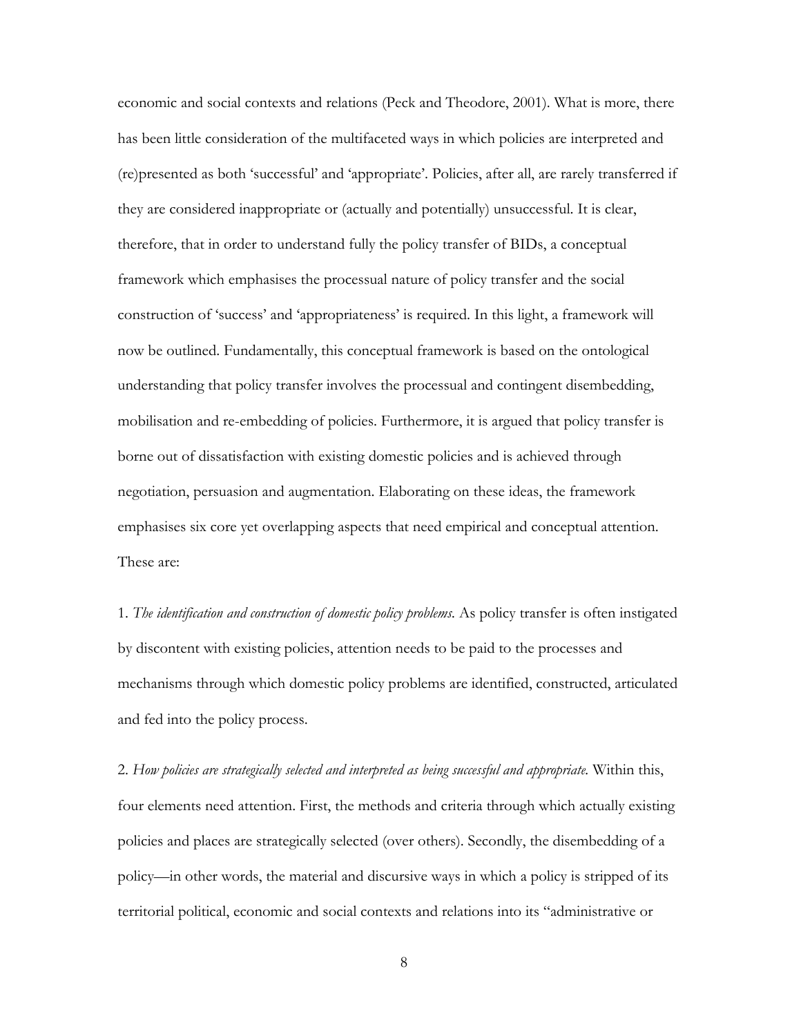economic and social contexts and relations (Peck and Theodore, 2001). What is more, there has been little consideration of the multifaceted ways in which policies are interpreted and (re)presented as both 'successful' and 'appropriate'. Policies, after all, are rarely transferred if they are considered inappropriate or (actually and potentially) unsuccessful. It is clear, therefore, that in order to understand fully the policy transfer of BIDs, a conceptual framework which emphasises the processual nature of policy transfer and the social construction of 'success' and 'appropriateness' is required. In this light, a framework will now be outlined. Fundamentally, this conceptual framework is based on the ontological understanding that policy transfer involves the processual and contingent disembedding, mobilisation and re-embedding of policies. Furthermore, it is argued that policy transfer is borne out of dissatisfaction with existing domestic policies and is achieved through negotiation, persuasion and augmentation. Elaborating on these ideas, the framework emphasises six core yet overlapping aspects that need empirical and conceptual attention. These are:

1. *The identification and construction of domestic policy problems.* As policy transfer is often instigated by discontent with existing policies, attention needs to be paid to the processes and mechanisms through which domestic policy problems are identified, constructed, articulated and fed into the policy process.

2. *How policies are strategically selected and interpreted as being successful and appropriate.* Within this, four elements need attention. First, the methods and criteria through which actually existing policies and places are strategically selected (over others). Secondly, the disembedding of a policy—in other words, the material and discursive ways in which a policy is stripped of its territorial political, economic and social contexts and relations into its "administrative or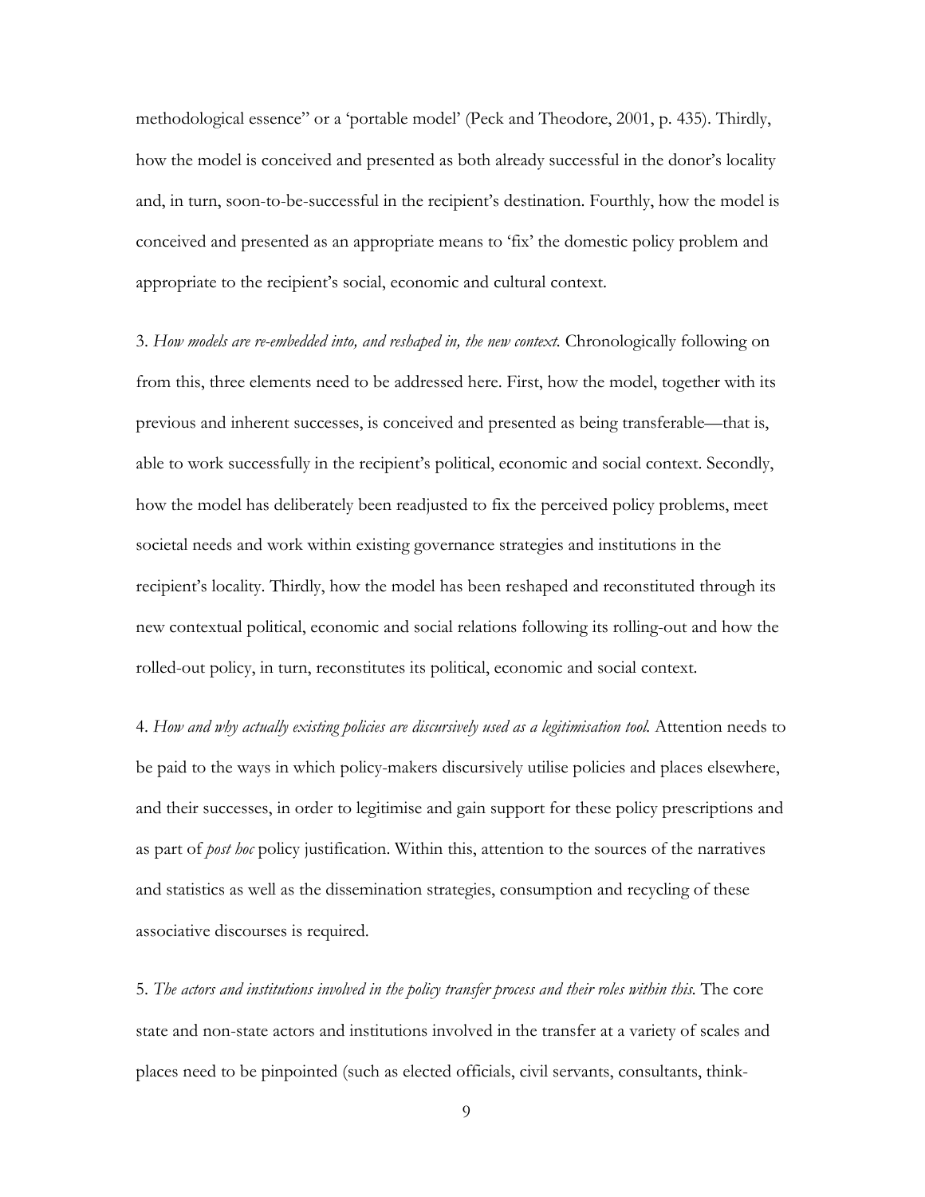methodological essence" or a 'portable model' (Peck and Theodore, 2001, p. 435). Thirdly, how the model is conceived and presented as both already successful in the donor's locality and, in turn, soon-to-be-successful in the recipient's destination. Fourthly, how the model is conceived and presented as an appropriate means to 'fix' the domestic policy problem and appropriate to the recipient's social, economic and cultural context.

3. *How models are re-embedded into, and reshaped in, the new context.* Chronologically following on from this, three elements need to be addressed here. First, how the model, together with its previous and inherent successes, is conceived and presented as being transferable—that is, able to work successfully in the recipient's political, economic and social context. Secondly, how the model has deliberately been readjusted to fix the perceived policy problems, meet societal needs and work within existing governance strategies and institutions in the recipient's locality. Thirdly, how the model has been reshaped and reconstituted through its new contextual political, economic and social relations following its rolling-out and how the rolled-out policy, in turn, reconstitutes its political, economic and social context.

4. *How and why actually existing policies are discursively used as a legitimisation tool.* Attention needs to be paid to the ways in which policy-makers discursively utilise policies and places elsewhere, and their successes, in order to legitimise and gain support for these policy prescriptions and as part of *post hoc* policy justification. Within this, attention to the sources of the narratives and statistics as well as the dissemination strategies, consumption and recycling of these associative discourses is required.

5. *The actors and institutions involved in the policy transfer process and their roles within this.* The core state and non-state actors and institutions involved in the transfer at a variety of scales and places need to be pinpointed (such as elected officials, civil servants, consultants, think-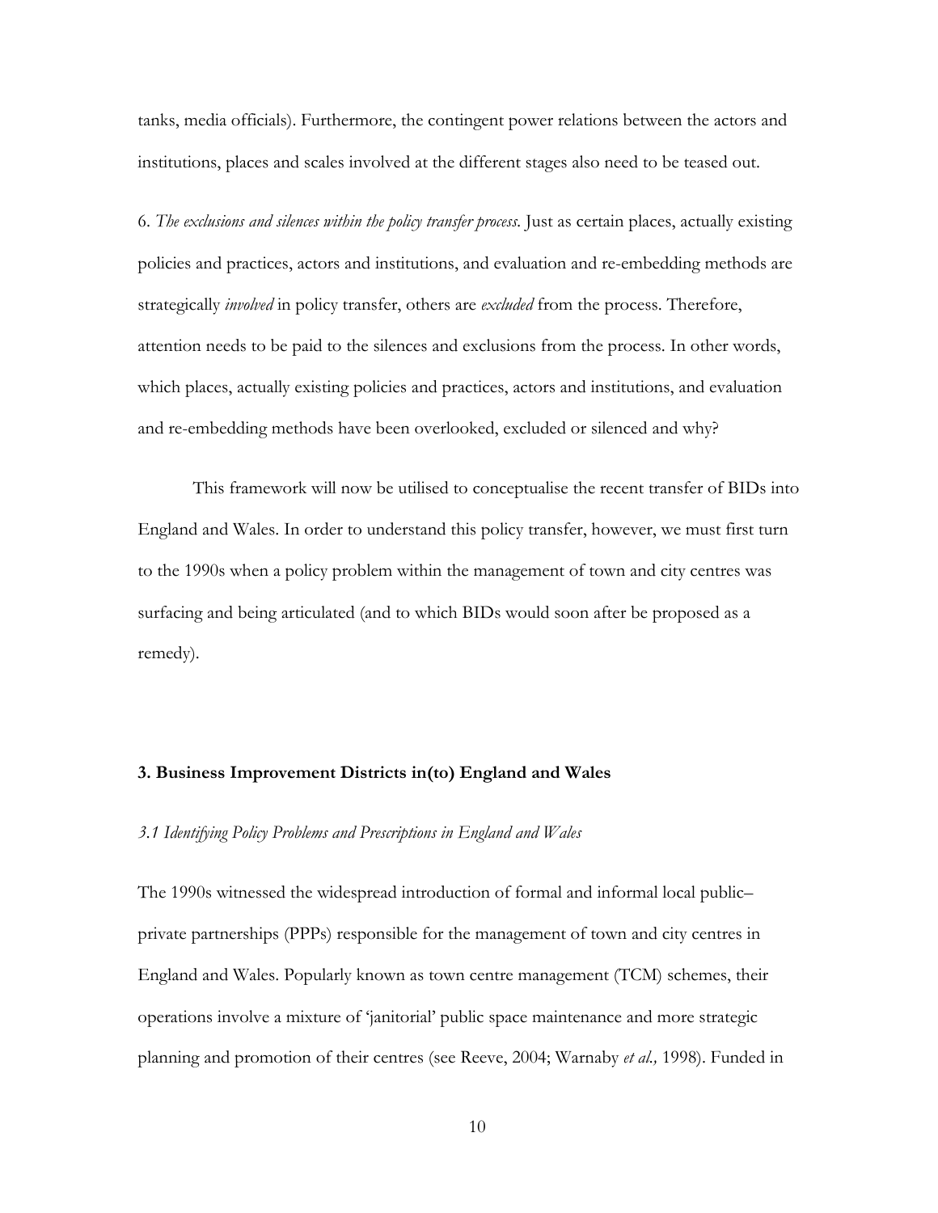tanks, media officials). Furthermore, the contingent power relations between the actors and institutions, places and scales involved at the different stages also need to be teased out.

6. *The exclusions and silences within the policy transfer process.* Just as certain places, actually existing policies and practices, actors and institutions, and evaluation and re-embedding methods are strategically *involved* in policy transfer, others are *excluded* from the process. Therefore, attention needs to be paid to the silences and exclusions from the process. In other words, which places, actually existing policies and practices, actors and institutions, and evaluation and re-embedding methods have been overlooked, excluded or silenced and why?

This framework will now be utilised to conceptualise the recent transfer of BIDs into England and Wales. In order to understand this policy transfer, however, we must first turn to the 1990s when a policy problem within the management of town and city centres was surfacing and being articulated (and to which BIDs would soon after be proposed as a remedy).

## 3. Business Improvement Districts in(to) England and Wales

### *3.1 Identifying Policy Problems and Prescriptions in England and Wales*

The 1990s witnessed the widespread introduction of formal and informal local public–private partnerships (PPPs) responsible for the management of town and city centres in England and Wales. Popularly known as town centre management (TCM) schemes, their operations involve a mixture of 'janitorial' public space maintenance and more strategic planning and promotion of their centres (see Reeve, 2004; Warnaby *et al.,* 1998). Funded in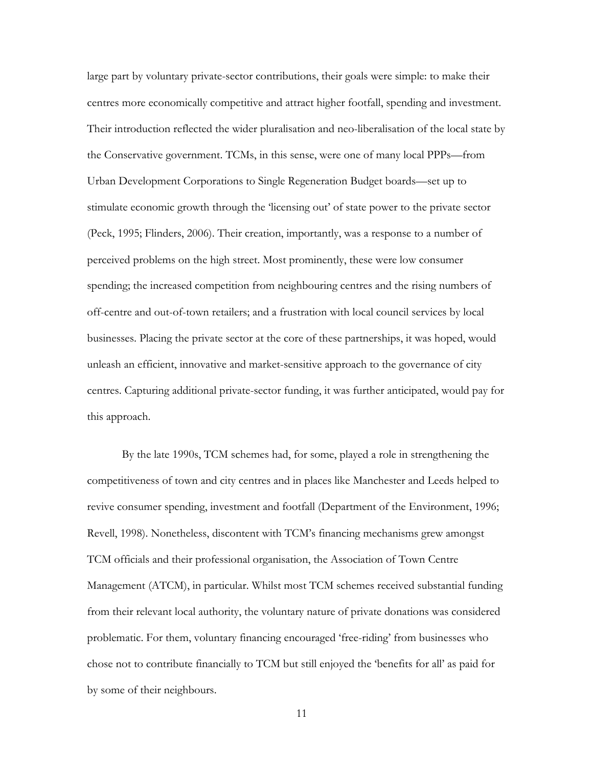large part by voluntary private-sector contributions, their goals were simple: to make their centres more economically competitive and attract higher footfall, spending and investment. Their introduction reflected the wider pluralisation and neo-liberalisation of the local state by the Conservative government. TCMs, in this sense, were one of many local PPPs—from Urban Development Corporations to Single Regeneration Budget boards—set up to stimulate economic growth through the 'licensing out' of state power to the private sector (Peck, 1995; Flinders, 2006). Their creation, importantly, was a response to a number of perceived problems on the high street. Most prominently, these were low consumer spending; the increased competition from neighbouring centres and the rising numbers of off-centre and out-of-town retailers; and a frustration with local council services by local businesses. Placing the private sector at the core of these partnerships, it was hoped, would unleash an efficient, innovative and market-sensitive approach to the governance of city centres. Capturing additional private-sector funding, it was further anticipated, would pay for this approach.

By the late 1990s, TCM schemes had, for some, played a role in strengthening the competitiveness of town and city centres and in places like Manchester and Leeds helped to revive consumer spending, investment and footfall (Department of the Environment, 1996; Revell, 1998). Nonetheless, discontent with TCM's financing mechanisms grew amongst TCM officials and their professional organisation, the Association of Town Centre Management (ATCM), in particular. Whilst most TCM schemes received substantial funding from their relevant local authority, the voluntary nature of private donations was considered problematic. For them, voluntary financing encouraged 'free-riding' from businesses who chose not to contribute financially to TCM but still enjoyed the 'benefits for all' as paid for by some of their neighbours.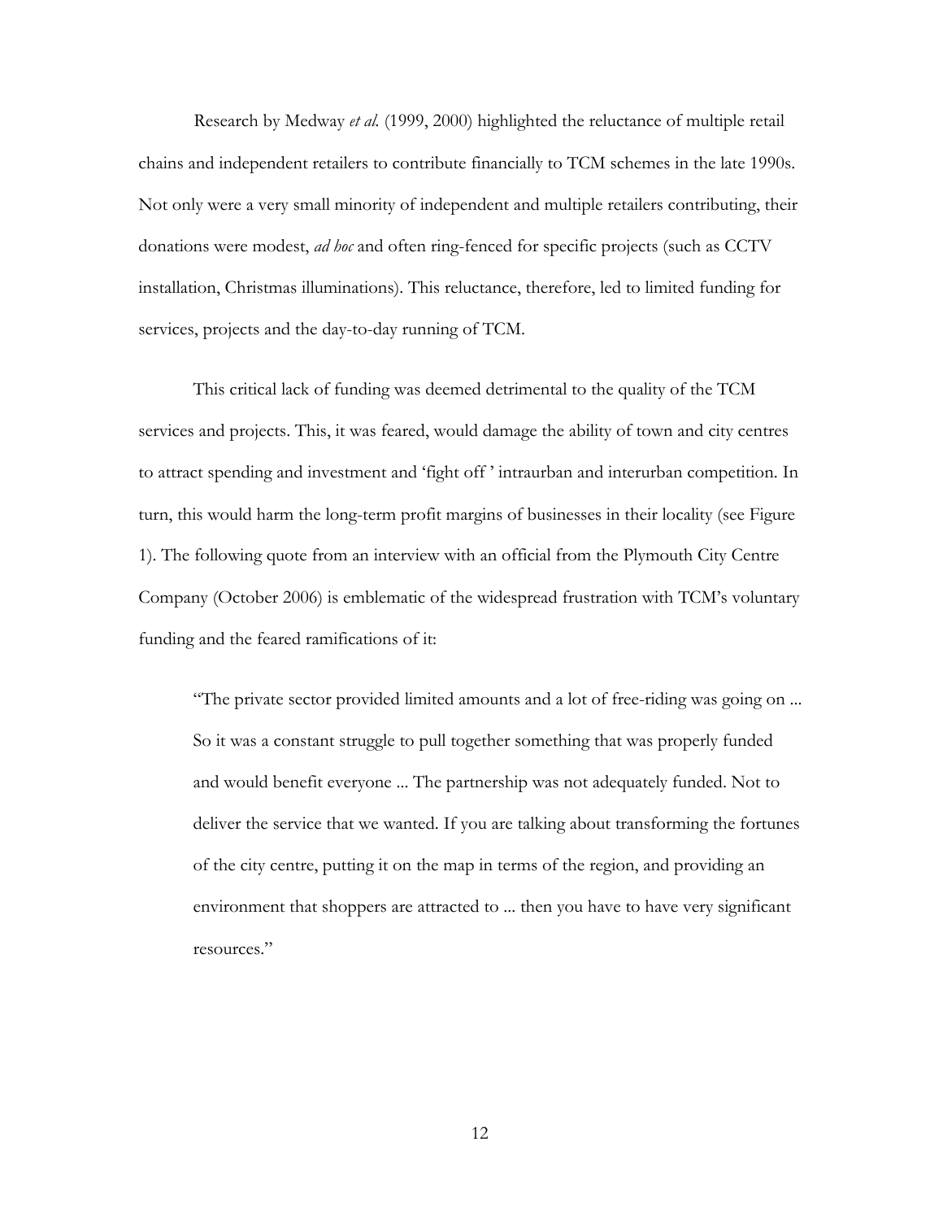Research by Medway *et al.* (1999, 2000) highlighted the reluctance of multiple retail chains and independent retailers to contribute financially to TCM schemes in the late 1990s. Not only were a very small minority of independent and multiple retailers contributing, their donations were modest, *ad hoc* and often ring-fenced for specific projects (such as CCTV installation, Christmas illuminations). This reluctance, therefore, led to limited funding for services, projects and the day-to-day running of TCM.

This critical lack of funding was deemed detrimental to the quality of the TCM services and projects. This, it was feared, would damage the ability of town and city centres to attract spending and investment and 'fight off ' intraurban and interurban competition. In turn, this would harm the long-term profit margins of businesses in their locality (see Figure 1). The following quote from an interview with an official from the Plymouth City Centre Company (October 2006) is emblematic of the widespread frustration with TCM's voluntary funding and the feared ramifications of it:

> "The private sector provided limited amounts and a lot of free-riding was going on ... So it was a constant struggle to pull together something that was properly funded and would benefit everyone ... The partnership was not adequately funded. Not to deliver the service that we wanted. If you are talking about transforming the fortunes of the city centre, putting it on the map in terms of the region, and providing an environment that shoppers are attracted to ... then you have to have very significant resources."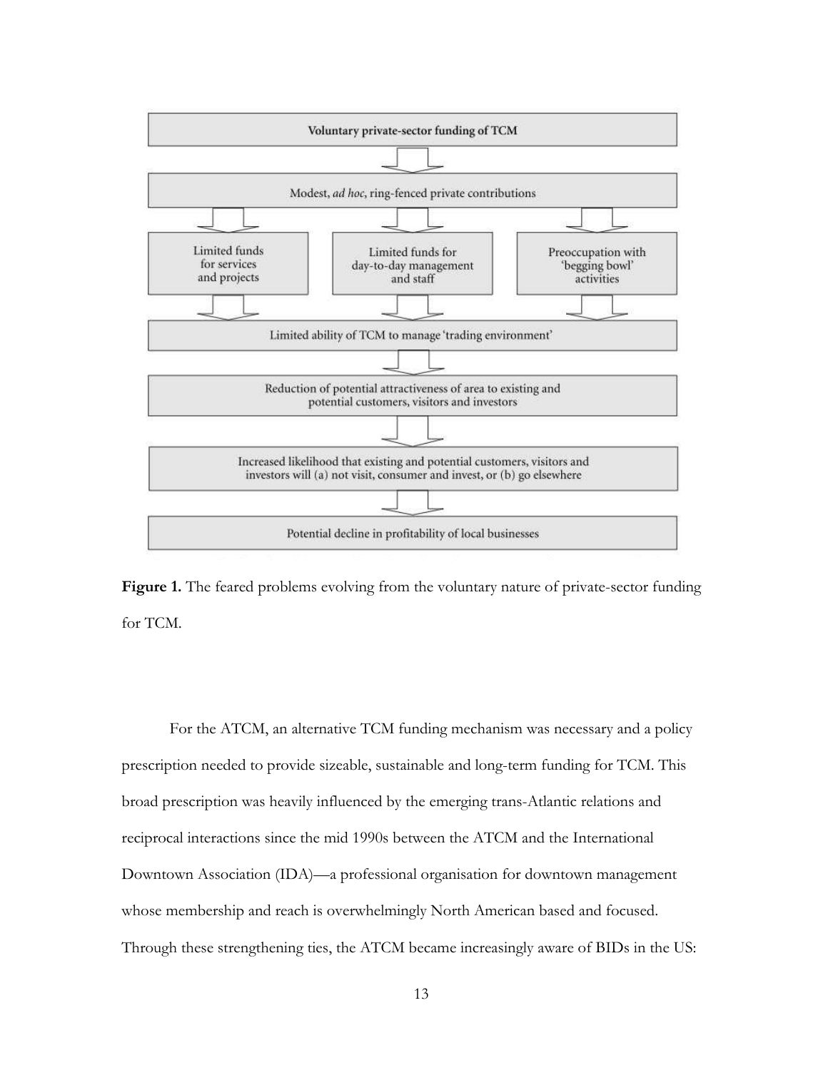Voluntary private-sector funding of TCM

↓

Modest, *ad hoc*, ring-fenced private contributions

↓

| Limited funds for services and projects | Limited funds for day-to-day management and staff | Preoccupation with 'begging bowl' activities |
|---|---|---|

↓

Limited ability of TCM to manage 'trading environment'

↓

Reduction of potential attractiveness of area to existing and potential customers, visitors and investors

↓

Increased likelihood that existing and potential customers, visitors and investors will (a) not visit, consumer and invest, or (b) go elsewhere

↓

Potential decline in profitability of local businesses

**Figure 1.** The feared problems evolving from the voluntary nature of private-sector funding for TCM.

For the ATCM, an alternative TCM funding mechanism was necessary and a policy prescription needed to provide sizeable, sustainable and long-term funding for TCM. This broad prescription was heavily influenced by the emerging trans-Atlantic relations and reciprocal interactions since the mid 1990s between the ATCM and the International Downtown Association (IDA)—a professional organisation for downtown management whose membership and reach is overwhelmingly North American based and focused. Through these strengthening ties, the ATCM became increasingly aware of BIDs in the US: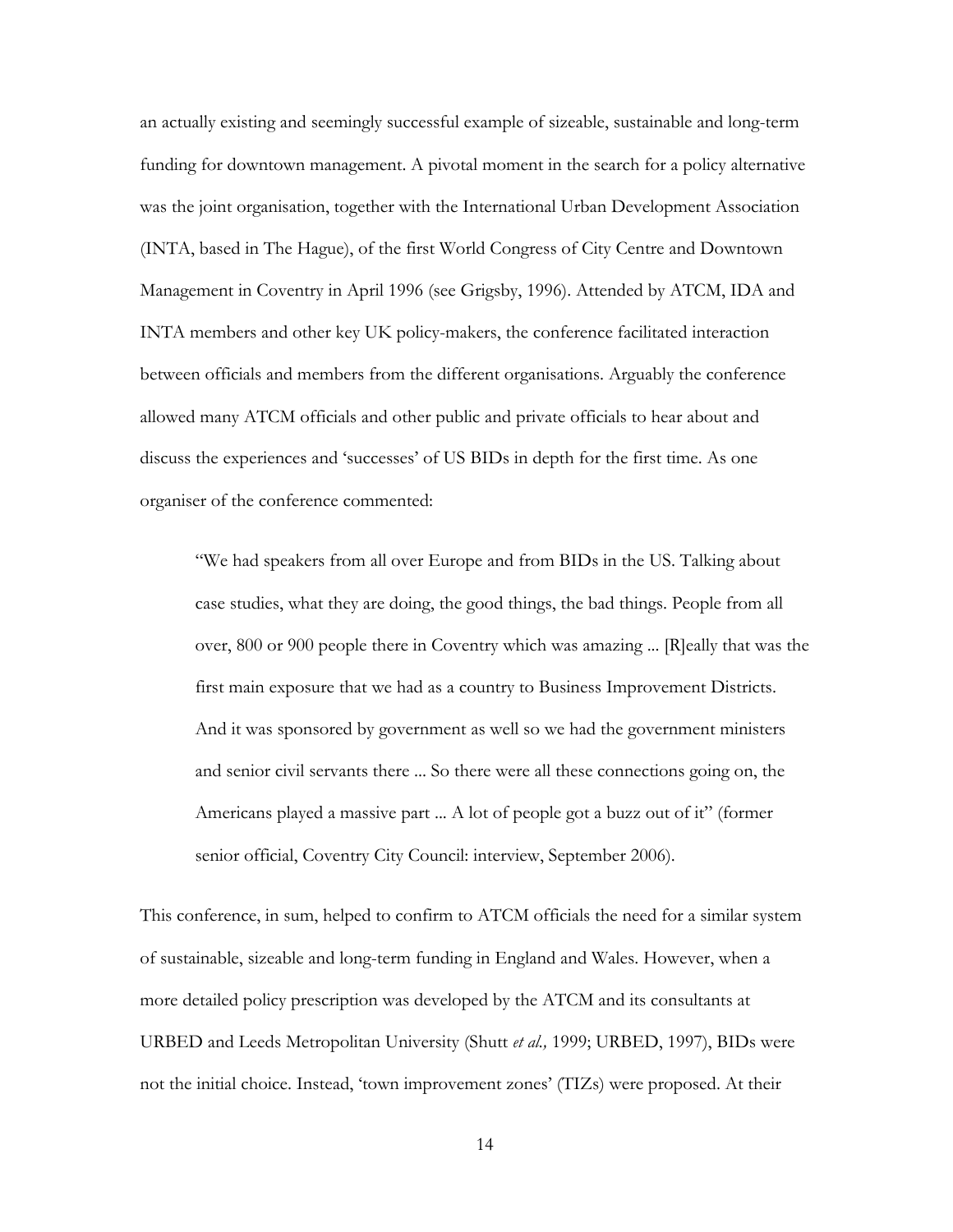an actually existing and seemingly successful example of sizeable, sustainable and long-term funding for downtown management. A pivotal moment in the search for a policy alternative was the joint organisation, together with the International Urban Development Association (INTA, based in The Hague), of the first World Congress of City Centre and Downtown Management in Coventry in April 1996 (see Grigsby, 1996). Attended by ATCM, IDA and INTA members and other key UK policy-makers, the conference facilitated interaction between officials and members from the different organisations. Arguably the conference allowed many ATCM officials and other public and private officials to hear about and discuss the experiences and 'successes' of US BIDs in depth for the first time. As one organiser of the conference commented:

> "We had speakers from all over Europe and from BIDs in the US. Talking about case studies, what they are doing, the good things, the bad things. People from all over, 800 or 900 people there in Coventry which was amazing ... [R]eally that was the first main exposure that we had as a country to Business Improvement Districts. And it was sponsored by government as well so we had the government ministers and senior civil servants there ... So there were all these connections going on, the Americans played a massive part ... A lot of people got a buzz out of it" (former senior official, Coventry City Council: interview, September 2006).

This conference, in sum, helped to confirm to ATCM officials the need for a similar system of sustainable, sizeable and long-term funding in England and Wales. However, when a more detailed policy prescription was developed by the ATCM and its consultants at URBED and Leeds Metropolitan University (Shutt *et al.,* 1999; URBED, 1997), BIDs were not the initial choice. Instead, 'town improvement zones' (TIZs) were proposed. At their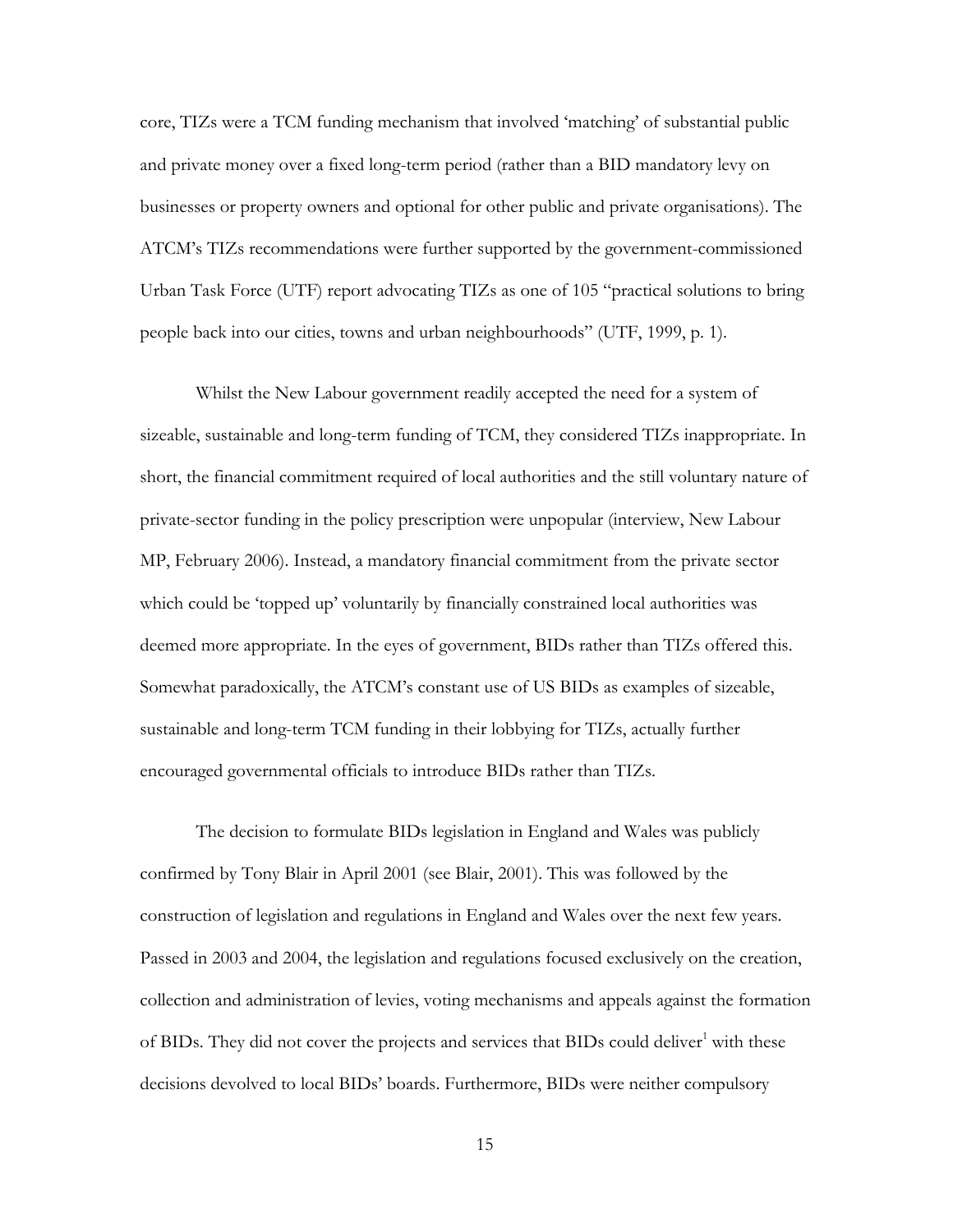core, TIZs were a TCM funding mechanism that involved 'matching' of substantial public and private money over a fixed long-term period (rather than a BID mandatory levy on businesses or property owners and optional for other public and private organisations). The ATCM's TIZs recommendations were further supported by the government-commissioned Urban Task Force (UTF) report advocating TIZs as one of 105 "practical solutions to bring people back into our cities, towns and urban neighbourhoods" (UTF, 1999, p. 1).

Whilst the New Labour government readily accepted the need for a system of sizeable, sustainable and long-term funding of TCM, they considered TIZs inappropriate. In short, the financial commitment required of local authorities and the still voluntary nature of private-sector funding in the policy prescription were unpopular (interview, New Labour MP, February 2006). Instead, a mandatory financial commitment from the private sector which could be 'topped up' voluntarily by financially constrained local authorities was deemed more appropriate. In the eyes of government, BIDs rather than TIZs offered this. Somewhat paradoxically, the ATCM's constant use of US BIDs as examples of sizeable, sustainable and long-term TCM funding in their lobbying for TIZs, actually further encouraged governmental officials to introduce BIDs rather than TIZs.

The decision to formulate BIDs legislation in England and Wales was publicly confirmed by Tony Blair in April 2001 (see Blair, 2001). This was followed by the construction of legislation and regulations in England and Wales over the next few years. Passed in 2003 and 2004, the legislation and regulations focused exclusively on the creation, collection and administration of levies, voting mechanisms and appeals against the formation of BIDs. They did not cover the projects and services that BIDs could deliver[1] with these decisions devolved to local BIDs' boards. Furthermore, BIDs were neither compulsory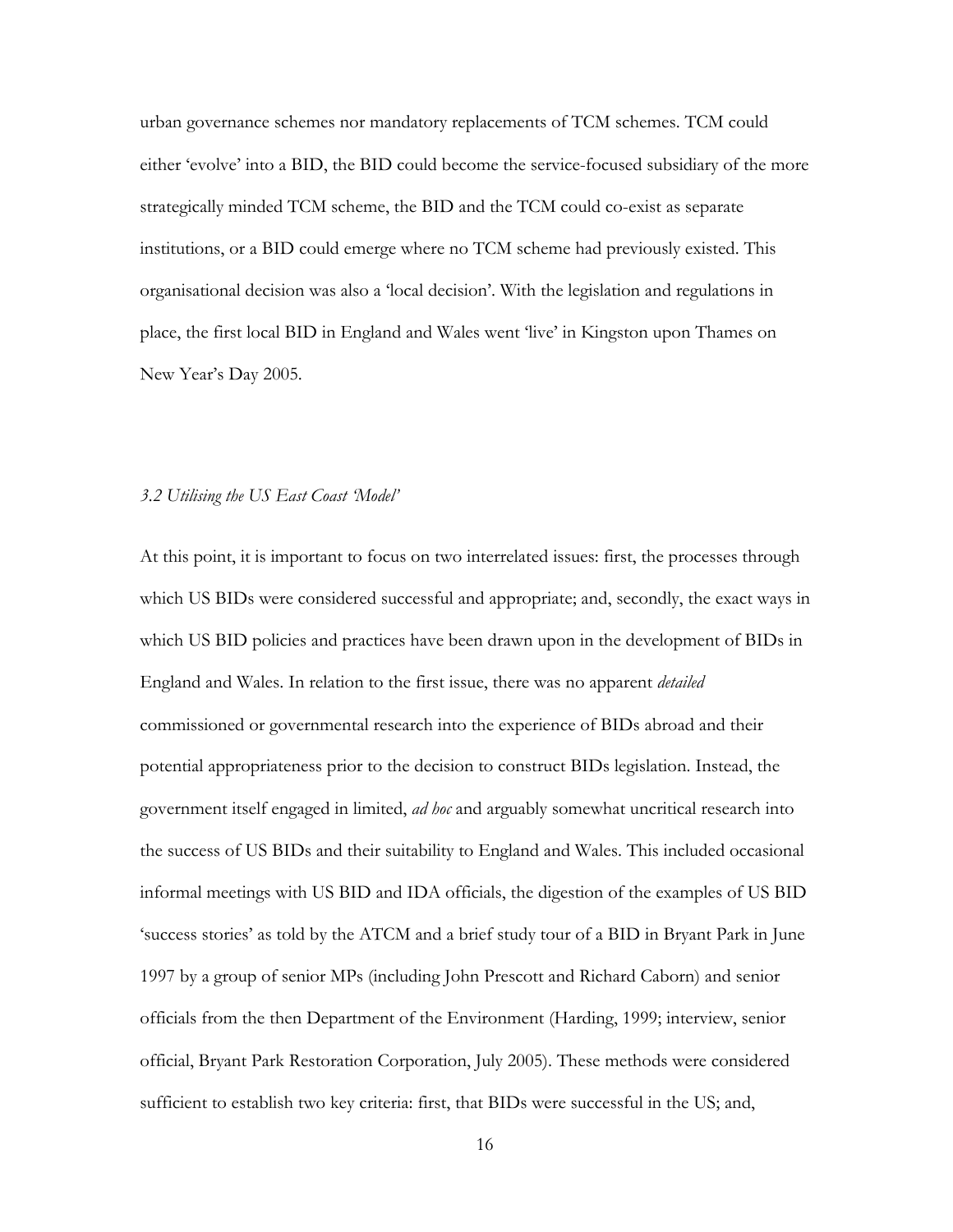urban governance schemes nor mandatory replacements of TCM schemes. TCM could either 'evolve' into a BID, the BID could become the service-focused subsidiary of the more strategically minded TCM scheme, the BID and the TCM could co-exist as separate institutions, or a BID could emerge where no TCM scheme had previously existed. This organisational decision was also a 'local decision'. With the legislation and regulations in place, the first local BID in England and Wales went 'live' in Kingston upon Thames on New Year's Day 2005.

### *3.2 Utilising the US East Coast 'Model'*

At this point, it is important to focus on two interrelated issues: first, the processes through which US BIDs were considered successful and appropriate; and, secondly, the exact ways in which US BID policies and practices have been drawn upon in the development of BIDs in England and Wales. In relation to the first issue, there was no apparent *detailed* commissioned or governmental research into the experience of BIDs abroad and their potential appropriateness prior to the decision to construct BIDs legislation. Instead, the government itself engaged in limited, *ad hoc* and arguably somewhat uncritical research into the success of US BIDs and their suitability to England and Wales. This included occasional informal meetings with US BID and IDA officials, the digestion of the examples of US BID 'success stories' as told by the ATCM and a brief study tour of a BID in Bryant Park in June 1997 by a group of senior MPs (including John Prescott and Richard Caborn) and senior officials from the then Department of the Environment (Harding, 1999; interview, senior official, Bryant Park Restoration Corporation, July 2005). These methods were considered sufficient to establish two key criteria: first, that BIDs were successful in the US; and,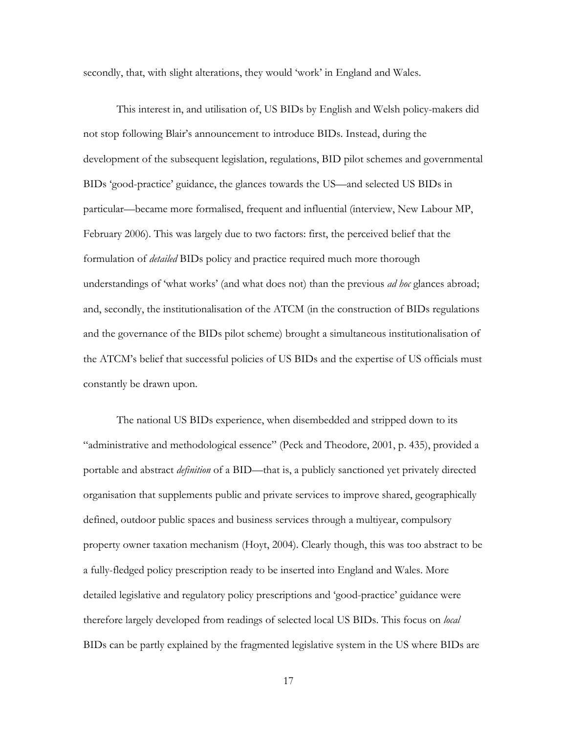secondly, that, with slight alterations, they would 'work' in England and Wales.

This interest in, and utilisation of, US BIDs by English and Welsh policy-makers did not stop following Blair's announcement to introduce BIDs. Instead, during the development of the subsequent legislation, regulations, BID pilot schemes and governmental BIDs 'good-practice' guidance, the glances towards the US—and selected US BIDs in particular—became more formalised, frequent and influential (interview, New Labour MP, February 2006). This was largely due to two factors: first, the perceived belief that the formulation of *detailed* BIDs policy and practice required much more thorough understandings of 'what works' (and what does not) than the previous *ad hoc* glances abroad; and, secondly, the institutionalisation of the ATCM (in the construction of BIDs regulations and the governance of the BIDs pilot scheme) brought a simultaneous institutionalisation of the ATCM's belief that successful policies of US BIDs and the expertise of US officials must constantly be drawn upon.

The national US BIDs experience, when disembedded and stripped down to its "administrative and methodological essence" (Peck and Theodore, 2001, p. 435), provided a portable and abstract *definition* of a BID—that is, a publicly sanctioned yet privately directed organisation that supplements public and private services to improve shared, geographically defined, outdoor public spaces and business services through a multiyear, compulsory property owner taxation mechanism (Hoyt, 2004). Clearly though, this was too abstract to be a fully-fledged policy prescription ready to be inserted into England and Wales. More detailed legislative and regulatory policy prescriptions and 'good-practice' guidance were therefore largely developed from readings of selected local US BIDs. This focus on *local* BIDs can be partly explained by the fragmented legislative system in the US where BIDs are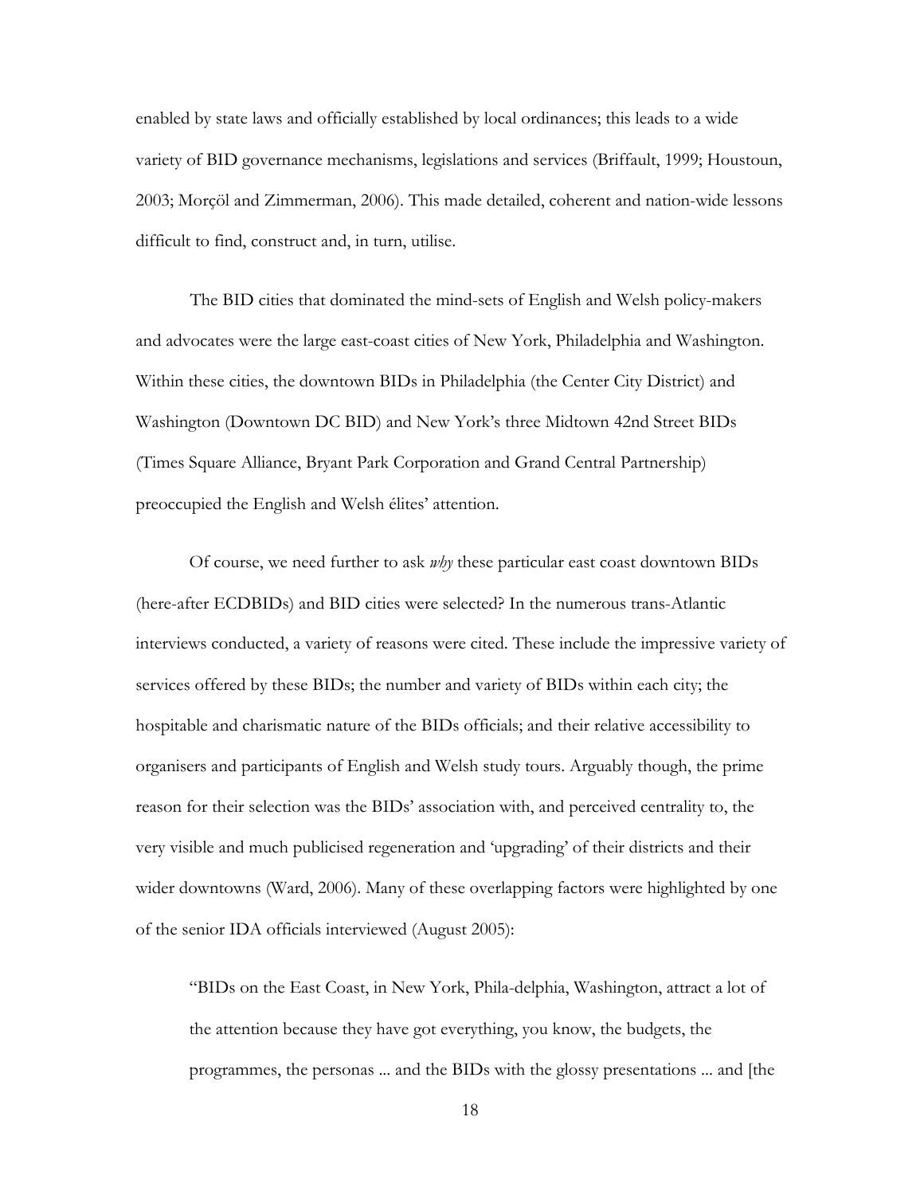enabled by state laws and officially established by local ordinances; this leads to a wide variety of BID governance mechanisms, legislations and services (Briffault, 1999; Houstoun, 2003; Morçöl and Zimmerman, 2006). This made detailed, coherent and nation-wide lessons difficult to find, construct and, in turn, utilise.

The BID cities that dominated the mind-sets of English and Welsh policy-makers and advocates were the large east-coast cities of New York, Philadelphia and Washington. Within these cities, the downtown BIDs in Philadelphia (the Center City District) and Washington (Downtown DC BID) and New York's three Midtown 42nd Street BIDs (Times Square Alliance, Bryant Park Corporation and Grand Central Partnership) preoccupied the English and Welsh élites' attention.

Of course, we need further to ask *why* these particular east coast downtown BIDs (here-after ECDBIDs) and BID cities were selected? In the numerous trans-Atlantic interviews conducted, a variety of reasons were cited. These include the impressive variety of services offered by these BIDs; the number and variety of BIDs within each city; the hospitable and charismatic nature of the BIDs officials; and their relative accessibility to organisers and participants of English and Welsh study tours. Arguably though, the prime reason for their selection was the BIDs' association with, and perceived centrality to, the very visible and much publicised regeneration and 'upgrading' of their districts and their wider downtowns (Ward, 2006). Many of these overlapping factors were highlighted by one of the senior IDA officials interviewed (August 2005):

> "BIDs on the East Coast, in New York, Phila-delphia, Washington, attract a lot of the attention because they have got everything, you know, the budgets, the programmes, the personas ... and the BIDs with the glossy presentations ... and [the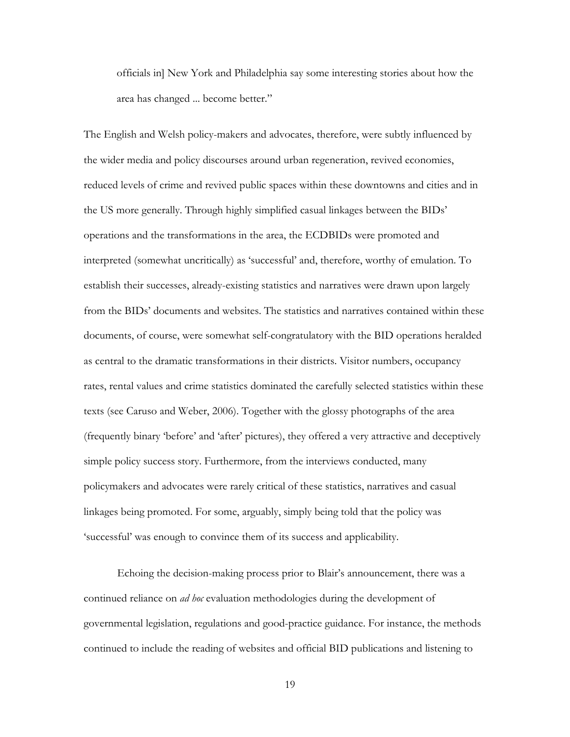officials in] New York and Philadelphia say some interesting stories about how the area has changed ... become better."

The English and Welsh policy-makers and advocates, therefore, were subtly influenced by the wider media and policy discourses around urban regeneration, revived economies, reduced levels of crime and revived public spaces within these downtowns and cities and in the US more generally. Through highly simplified casual linkages between the BIDs' operations and the transformations in the area, the ECDBIDs were promoted and interpreted (somewhat uncritically) as 'successful' and, therefore, worthy of emulation. To establish their successes, already-existing statistics and narratives were drawn upon largely from the BIDs' documents and websites. The statistics and narratives contained within these documents, of course, were somewhat self-congratulatory with the BID operations heralded as central to the dramatic transformations in their districts. Visitor numbers, occupancy rates, rental values and crime statistics dominated the carefully selected statistics within these texts (see Caruso and Weber, 2006). Together with the glossy photographs of the area (frequently binary 'before' and 'after' pictures), they offered a very attractive and deceptively simple policy success story. Furthermore, from the interviews conducted, many policymakers and advocates were rarely critical of these statistics, narratives and casual linkages being promoted. For some, arguably, simply being told that the policy was 'successful' was enough to convince them of its success and applicability.

Echoing the decision-making process prior to Blair's announcement, there was a continued reliance on *ad hoc* evaluation methodologies during the development of governmental legislation, regulations and good-practice guidance. For instance, the methods continued to include the reading of websites and official BID publications and listening to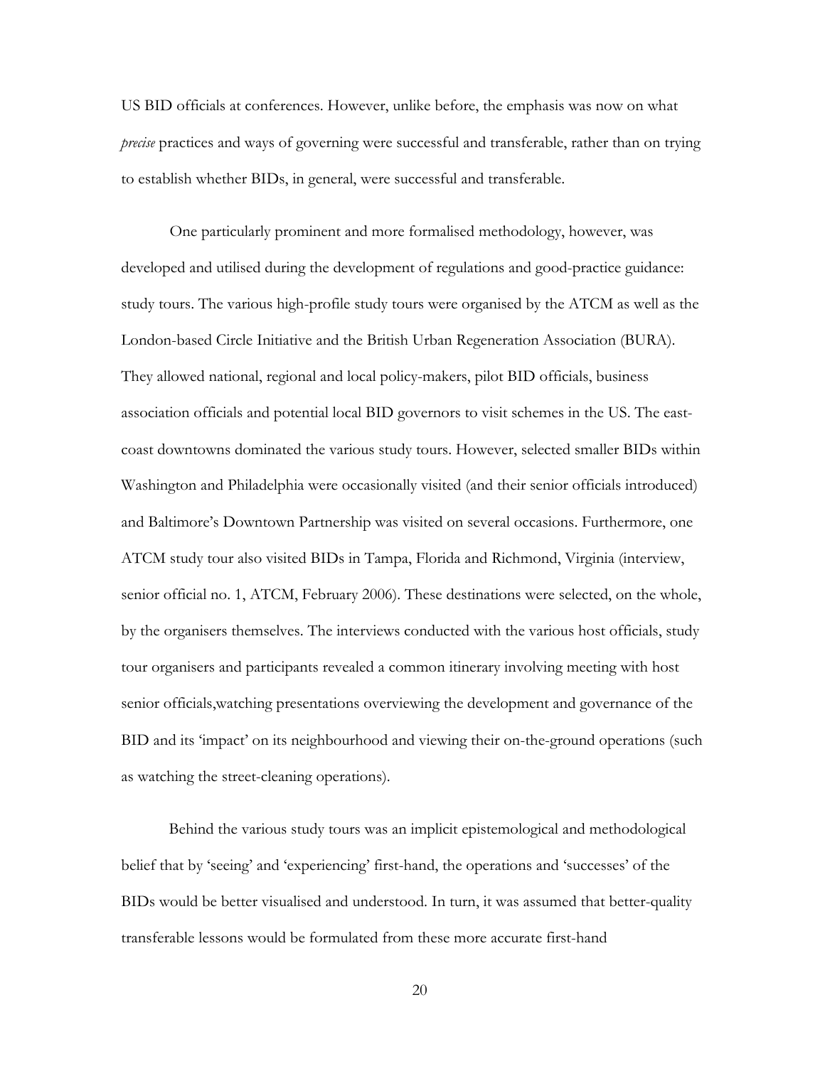US BID officials at conferences. However, unlike before, the emphasis was now on what *precise* practices and ways of governing were successful and transferable, rather than on trying to establish whether BIDs, in general, were successful and transferable.

One particularly prominent and more formalised methodology, however, was developed and utilised during the development of regulations and good-practice guidance: study tours. The various high-profile study tours were organised by the ATCM as well as the London-based Circle Initiative and the British Urban Regeneration Association (BURA). They allowed national, regional and local policy-makers, pilot BID officials, business association officials and potential local BID governors to visit schemes in the US. The east-coast downtowns dominated the various study tours. However, selected smaller BIDs within Washington and Philadelphia were occasionally visited (and their senior officials introduced) and Baltimore's Downtown Partnership was visited on several occasions. Furthermore, one ATCM study tour also visited BIDs in Tampa, Florida and Richmond, Virginia (interview, senior official no. 1, ATCM, February 2006). These destinations were selected, on the whole, by the organisers themselves. The interviews conducted with the various host officials, study tour organisers and participants revealed a common itinerary involving meeting with host senior officials,watching presentations overviewing the development and governance of the BID and its 'impact' on its neighbourhood and viewing their on-the-ground operations (such as watching the street-cleaning operations).

Behind the various study tours was an implicit epistemological and methodological belief that by 'seeing' and 'experiencing' first-hand, the operations and 'successes' of the BIDs would be better visualised and understood. In turn, it was assumed that better-quality transferable lessons would be formulated from these more accurate first-hand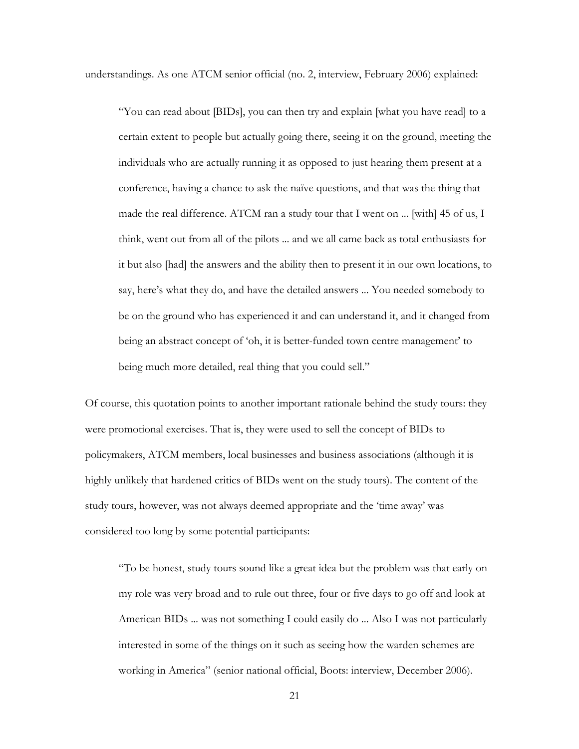understandings. As one ATCM senior official (no. 2, interview, February 2006) explained:

> "You can read about [BIDs], you can then try and explain [what you have read] to a certain extent to people but actually going there, seeing it on the ground, meeting the individuals who are actually running it as opposed to just hearing them present at a conference, having a chance to ask the naïve questions, and that was the thing that made the real difference. ATCM ran a study tour that I went on ... [with] 45 of us, I think, went out from all of the pilots ... and we all came back as total enthusiasts for it but also [had] the answers and the ability then to present it in our own locations, to say, here's what they do, and have the detailed answers ... You needed somebody to be on the ground who has experienced it and can understand it, and it changed from being an abstract concept of 'oh, it is better-funded town centre management' to being much more detailed, real thing that you could sell."

Of course, this quotation points to another important rationale behind the study tours: they were promotional exercises. That is, they were used to sell the concept of BIDs to policymakers, ATCM members, local businesses and business associations (although it is highly unlikely that hardened critics of BIDs went on the study tours). The content of the study tours, however, was not always deemed appropriate and the 'time away' was considered too long by some potential participants:

> "To be honest, study tours sound like a great idea but the problem was that early on my role was very broad and to rule out three, four or five days to go off and look at American BIDs ... was not something I could easily do ... Also I was not particularly interested in some of the things on it such as seeing how the warden schemes are working in America" (senior national official, Boots: interview, December 2006).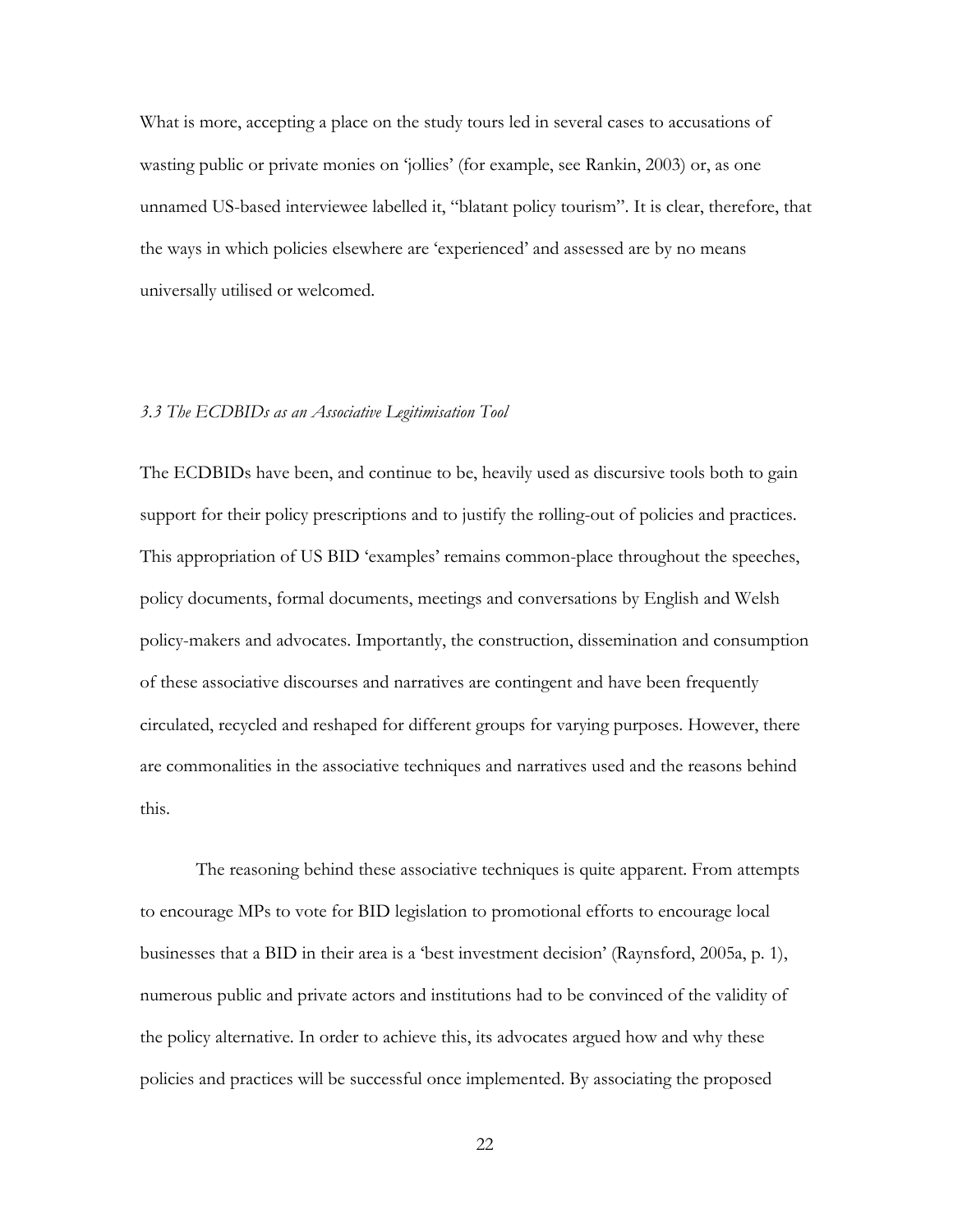What is more, accepting a place on the study tours led in several cases to accusations of wasting public or private monies on 'jollies' (for example, see Rankin, 2003) or, as one unnamed US-based interviewee labelled it, "blatant policy tourism". It is clear, therefore, that the ways in which policies elsewhere are 'experienced' and assessed are by no means universally utilised or welcomed.

### *3.3 The ECDBIDs as an Associative Legitimisation Tool*

The ECDBIDs have been, and continue to be, heavily used as discursive tools both to gain support for their policy prescriptions and to justify the rolling-out of policies and practices. This appropriation of US BID 'examples' remains common-place throughout the speeches, policy documents, formal documents, meetings and conversations by English and Welsh policy-makers and advocates. Importantly, the construction, dissemination and consumption of these associative discourses and narratives are contingent and have been frequently circulated, recycled and reshaped for different groups for varying purposes. However, there are commonalities in the associative techniques and narratives used and the reasons behind this.

The reasoning behind these associative techniques is quite apparent. From attempts to encourage MPs to vote for BID legislation to promotional efforts to encourage local businesses that a BID in their area is a 'best investment decision' (Raynsford, 2005a, p. 1), numerous public and private actors and institutions had to be convinced of the validity of the policy alternative. In order to achieve this, its advocates argued how and why these policies and practices will be successful once implemented. By associating the proposed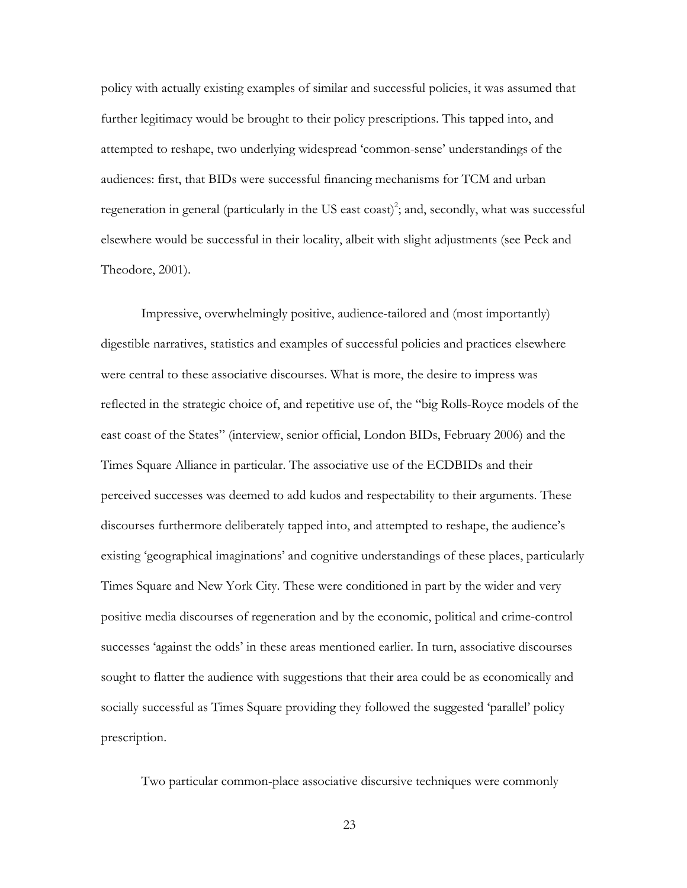policy with actually existing examples of similar and successful policies, it was assumed that further legitimacy would be brought to their policy prescriptions. This tapped into, and attempted to reshape, two underlying widespread 'common-sense' understandings of the audiences: first, that BIDs were successful financing mechanisms for TCM and urban regeneration in general (particularly in the US east coast)[2]; and, secondly, what was successful elsewhere would be successful in their locality, albeit with slight adjustments (see Peck and Theodore, 2001).

Impressive, overwhelmingly positive, audience-tailored and (most importantly) digestible narratives, statistics and examples of successful policies and practices elsewhere were central to these associative discourses. What is more, the desire to impress was reflected in the strategic choice of, and repetitive use of, the "big Rolls-Royce models of the east coast of the States" (interview, senior official, London BIDs, February 2006) and the Times Square Alliance in particular. The associative use of the ECDBIDs and their perceived successes was deemed to add kudos and respectability to their arguments. These discourses furthermore deliberately tapped into, and attempted to reshape, the audience's existing 'geographical imaginations' and cognitive understandings of these places, particularly Times Square and New York City. These were conditioned in part by the wider and very positive media discourses of regeneration and by the economic, political and crime-control successes 'against the odds' in these areas mentioned earlier. In turn, associative discourses sought to flatter the audience with suggestions that their area could be as economically and socially successful as Times Square providing they followed the suggested 'parallel' policy prescription.

Two particular common-place associative discursive techniques were commonly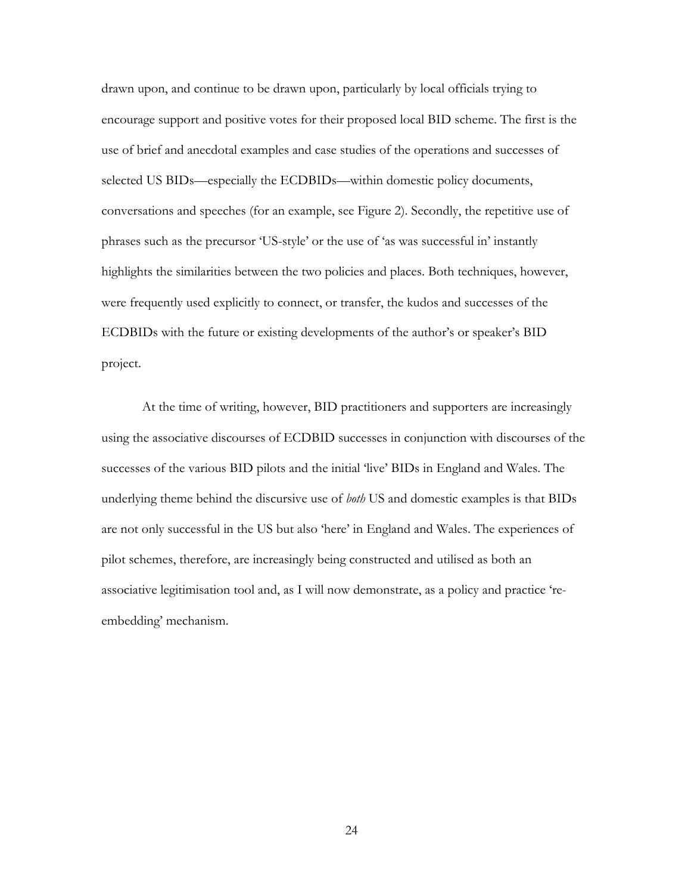drawn upon, and continue to be drawn upon, particularly by local officials trying to encourage support and positive votes for their proposed local BID scheme. The first is the use of brief and anecdotal examples and case studies of the operations and successes of selected US BIDs—especially the ECDBIDs—within domestic policy documents, conversations and speeches (for an example, see Figure 2). Secondly, the repetitive use of phrases such as the precursor 'US-style' or the use of 'as was successful in' instantly highlights the similarities between the two policies and places. Both techniques, however, were frequently used explicitly to connect, or transfer, the kudos and successes of the ECDBIDs with the future or existing developments of the author's or speaker's BID project.

At the time of writing, however, BID practitioners and supporters are increasingly using the associative discourses of ECDBID successes in conjunction with discourses of the successes of the various BID pilots and the initial 'live' BIDs in England and Wales. The underlying theme behind the discursive use of *both* US and domestic examples is that BIDs are not only successful in the US but also 'here' in England and Wales. The experiences of pilot schemes, therefore, are increasingly being constructed and utilised as both an associative legitimisation tool and, as I will now demonstrate, as a policy and practice 're-embedding' mechanism.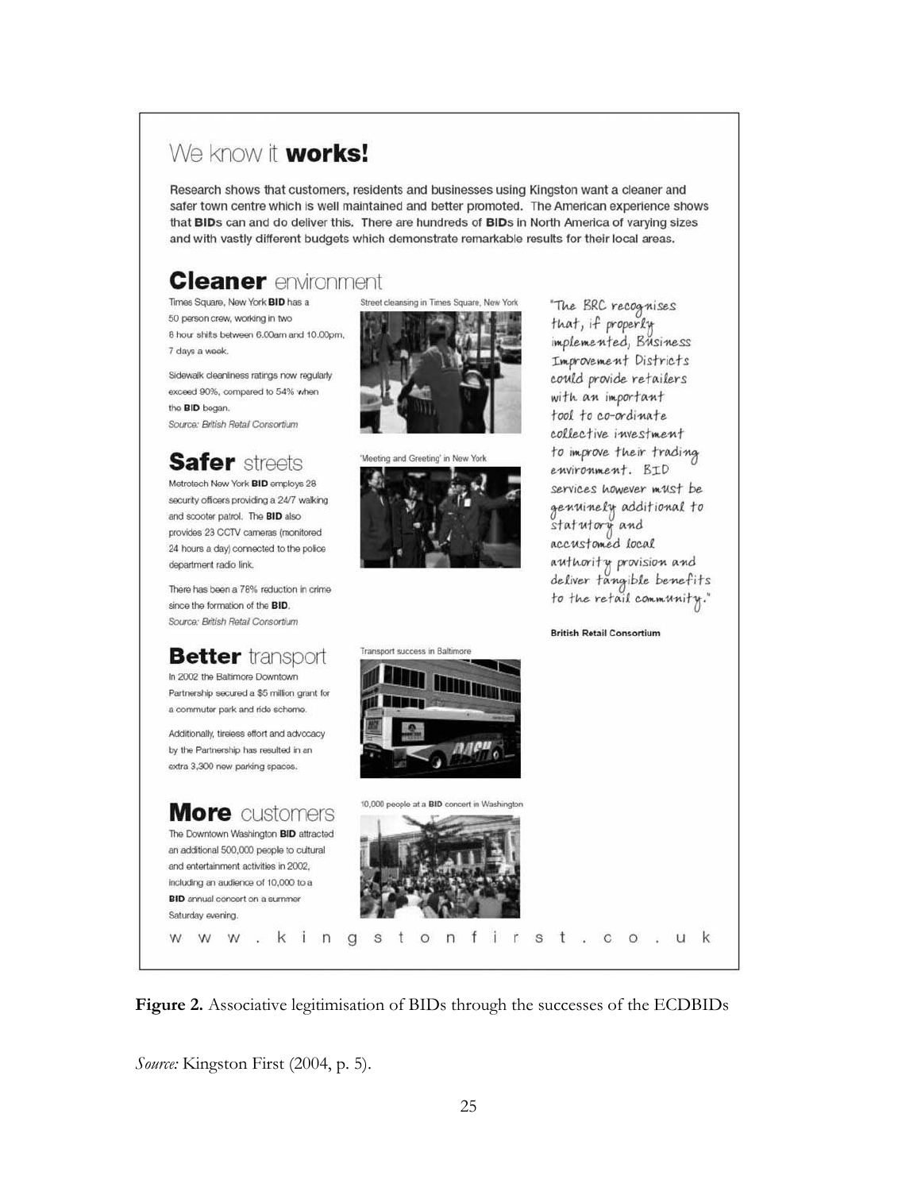# We know it **works!**

Research shows that customers, residents and businesses using Kingston want a cleaner and safer town centre which is well maintained and better promoted. The American experience shows that **BID**s can and do deliver this. There are hundreds of **BID**s in North America of varying sizes and with vastly different budgets which demonstrate remarkable results for their local areas.

## **Cleaner** environment

Times Square, New York **BID** has a 50 person crew, working in two 8 hour shifts between 6.00am and 10.00pm, 7 days a week.

Sidewalk cleanliness ratings now regularly exceed 90%, compared to 54% when the **BID** began.

*Source: British Retail Consortium*

Street cleansing in Times Square, New York

## **Safer** streets

Metrotech New York **BID** employs 28 security officers providing a 24/7 walking and scooter patrol. The **BID** also provides 23 CCTV cameras (monitored 24 hours a day) connected to the police department radio link.

There has been a 78% reduction in crime since the formation of the **BID**.

*Source: British Retail Consortium*

'Meeting and Greeting' in New York

## **Better** transport

In 2002 the Baltimore Downtown Partnership secured a $5 million grant for a commuter park and ride scheme.

Additionally, tireless effort and advocacy by the Partnership has resulted in an extra 3,300 new parking spaces.

Transport success in Baltimore

## **More** customers

The Downtown Washington **BID** attracted an additional 500,000 people to cultural and entertainment activities in 2002, including an audience of 10,000 to a **BID** annual concert on a summer Saturday evening.

10,000 people at a **BID** concert in Washington

"The BRC recognises that, if properly implemented, Business Improvement Districts could provide retailers with an important tool to co-ordinate collective investment to improve their trading environment. BID services however must be genuinely additional to statutory and accustomed local authority provision and deliver tangible benefits to the retail community."

**British Retail Consortium**

www.kingstonfirst.co.uk

**Figure 2.** Associative legitimisation of BIDs through the successes of the ECDBIDs

*Source:* Kingston First (2004, p. 5).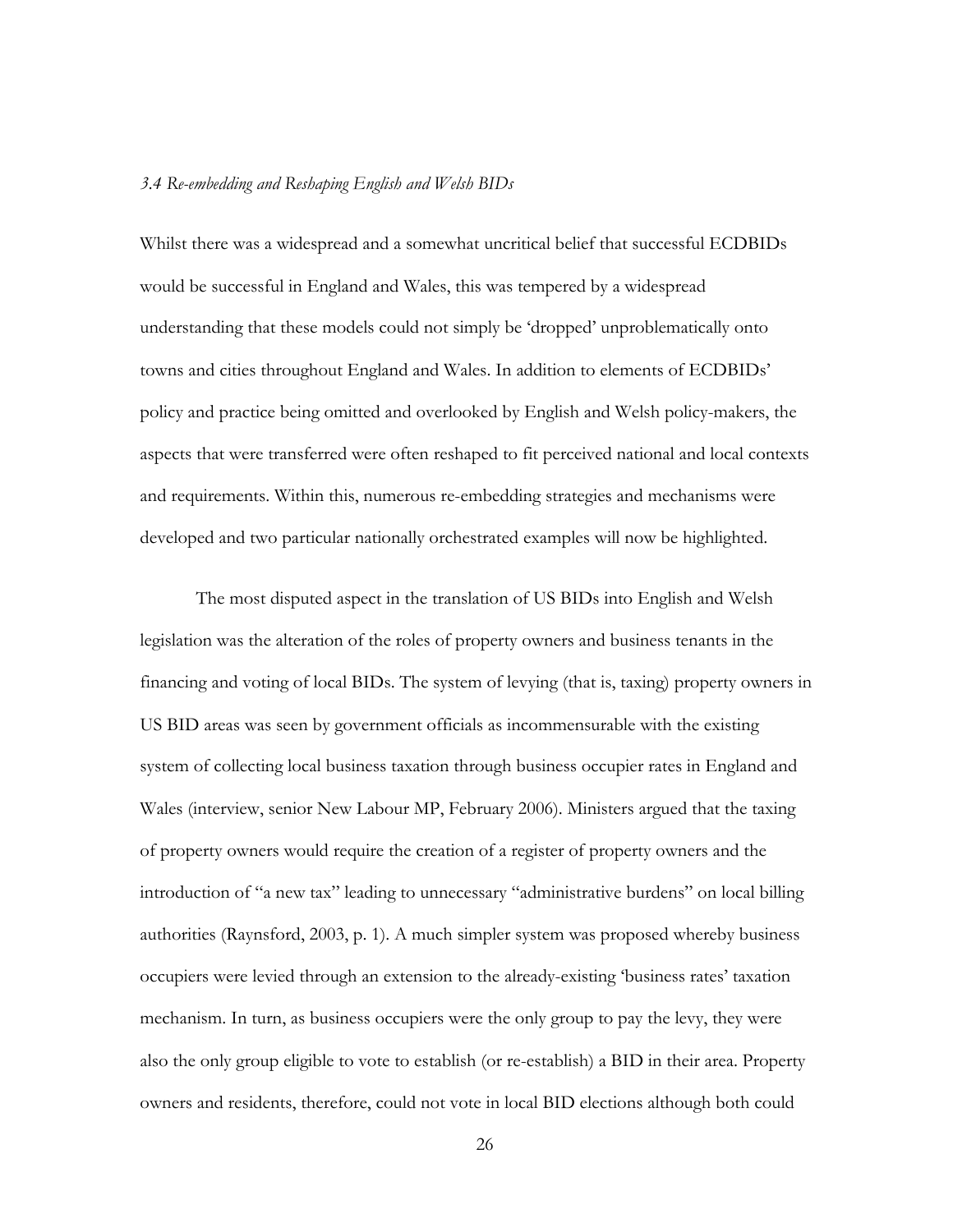### *3.4 Re-embedding and Reshaping English and Welsh BIDs*

Whilst there was a widespread and a somewhat uncritical belief that successful ECDBIDs would be successful in England and Wales, this was tempered by a widespread understanding that these models could not simply be 'dropped' unproblematically onto towns and cities throughout England and Wales. In addition to elements of ECDBIDs' policy and practice being omitted and overlooked by English and Welsh policy-makers, the aspects that were transferred were often reshaped to fit perceived national and local contexts and requirements. Within this, numerous re-embedding strategies and mechanisms were developed and two particular nationally orchestrated examples will now be highlighted.

The most disputed aspect in the translation of US BIDs into English and Welsh legislation was the alteration of the roles of property owners and business tenants in the financing and voting of local BIDs. The system of levying (that is, taxing) property owners in US BID areas was seen by government officials as incommensurable with the existing system of collecting local business taxation through business occupier rates in England and Wales (interview, senior New Labour MP, February 2006). Ministers argued that the taxing of property owners would require the creation of a register of property owners and the introduction of "a new tax" leading to unnecessary "administrative burdens" on local billing authorities (Raynsford, 2003, p. 1). A much simpler system was proposed whereby business occupiers were levied through an extension to the already-existing 'business rates' taxation mechanism. In turn, as business occupiers were the only group to pay the levy, they were also the only group eligible to vote to establish (or re-establish) a BID in their area. Property owners and residents, therefore, could not vote in local BID elections although both could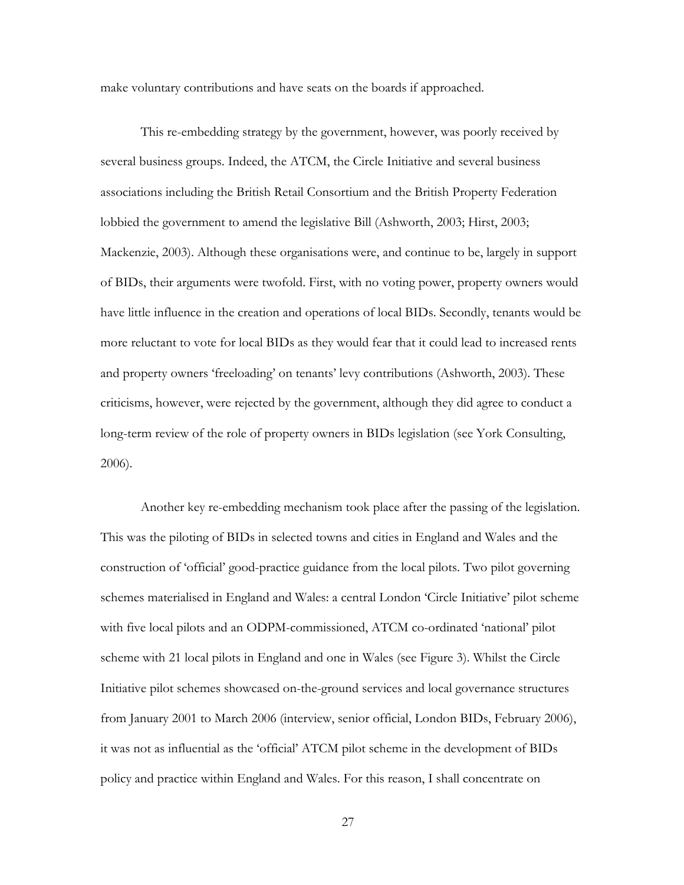make voluntary contributions and have seats on the boards if approached.

This re-embedding strategy by the government, however, was poorly received by several business groups. Indeed, the ATCM, the Circle Initiative and several business associations including the British Retail Consortium and the British Property Federation lobbied the government to amend the legislative Bill (Ashworth, 2003; Hirst, 2003; Mackenzie, 2003). Although these organisations were, and continue to be, largely in support of BIDs, their arguments were twofold. First, with no voting power, property owners would have little influence in the creation and operations of local BIDs. Secondly, tenants would be more reluctant to vote for local BIDs as they would fear that it could lead to increased rents and property owners 'freeloading' on tenants' levy contributions (Ashworth, 2003). These criticisms, however, were rejected by the government, although they did agree to conduct a long-term review of the role of property owners in BIDs legislation (see York Consulting, 2006).

Another key re-embedding mechanism took place after the passing of the legislation. This was the piloting of BIDs in selected towns and cities in England and Wales and the construction of 'official' good-practice guidance from the local pilots. Two pilot governing schemes materialised in England and Wales: a central London 'Circle Initiative' pilot scheme with five local pilots and an ODPM-commissioned, ATCM co-ordinated 'national' pilot scheme with 21 local pilots in England and one in Wales (see Figure 3). Whilst the Circle Initiative pilot schemes showcased on-the-ground services and local governance structures from January 2001 to March 2006 (interview, senior official, London BIDs, February 2006), it was not as influential as the 'official' ATCM pilot scheme in the development of BIDs policy and practice within England and Wales. For this reason, I shall concentrate on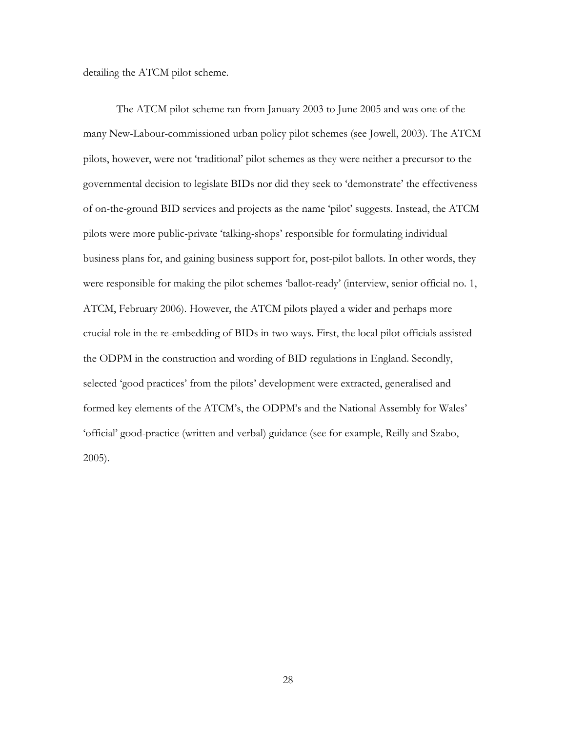detailing the ATCM pilot scheme.

The ATCM pilot scheme ran from January 2003 to June 2005 and was one of the many New-Labour-commissioned urban policy pilot schemes (see Jowell, 2003). The ATCM pilots, however, were not 'traditional' pilot schemes as they were neither a precursor to the governmental decision to legislate BIDs nor did they seek to 'demonstrate' the effectiveness of on-the-ground BID services and projects as the name 'pilot' suggests. Instead, the ATCM pilots were more public-private 'talking-shops' responsible for formulating individual business plans for, and gaining business support for, post-pilot ballots. In other words, they were responsible for making the pilot schemes 'ballot-ready' (interview, senior official no. 1, ATCM, February 2006). However, the ATCM pilots played a wider and perhaps more crucial role in the re-embedding of BIDs in two ways. First, the local pilot officials assisted the ODPM in the construction and wording of BID regulations in England. Secondly, selected 'good practices' from the pilots' development were extracted, generalised and formed key elements of the ATCM's, the ODPM's and the National Assembly for Wales' 'official' good-practice (written and verbal) guidance (see for example, Reilly and Szabo, 2005).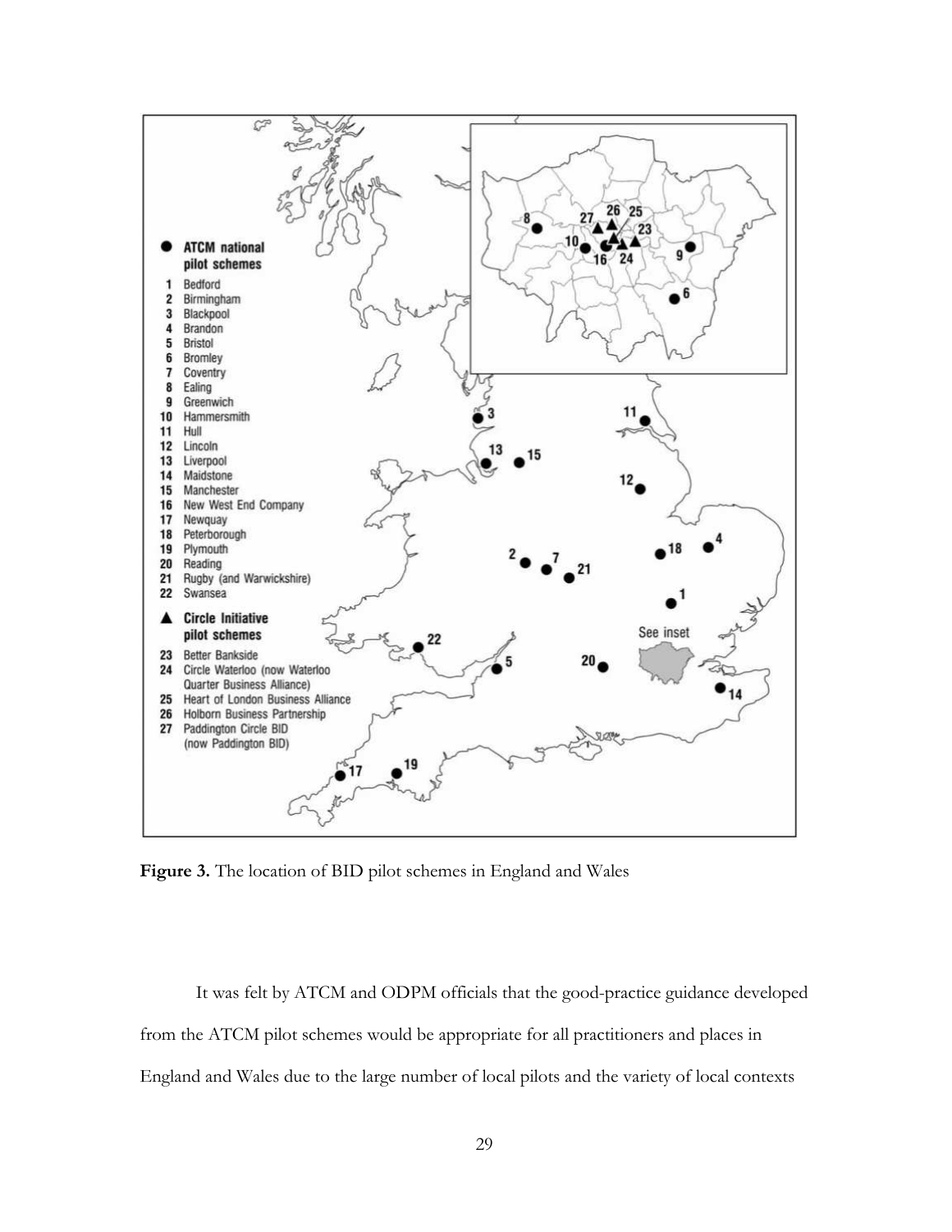**● ATCM national pilot schemes**

1. Bedford
2. Birmingham
3. Blackpool
4. Brandon
5. Bristol
6. Bromley
7. Coventry
8. Ealing
9. Greenwich
10. Hammersmith
11. Hull
12. Lincoln
13. Liverpool
14. Maidstone
15. Manchester
16. New West End Company
17. Newquay
18. Peterborough
19. Plymouth
20. Reading
21. Rugby (and Warwickshire)
22. Swansea

**▲ Circle Initiative pilot schemes**

23. Better Bankside
24. Circle Waterloo (now Waterloo Quarter Business Alliance)
25. Heart of London Business Alliance
26. Holborn Business Partnership
27. Paddington Circle BID (now Paddington BID)

See inset

**Figure 3.** The location of BID pilot schemes in England and Wales

It was felt by ATCM and ODPM officials that the good-practice guidance developed from the ATCM pilot schemes would be appropriate for all practitioners and places in England and Wales due to the large number of local pilots and the variety of local contexts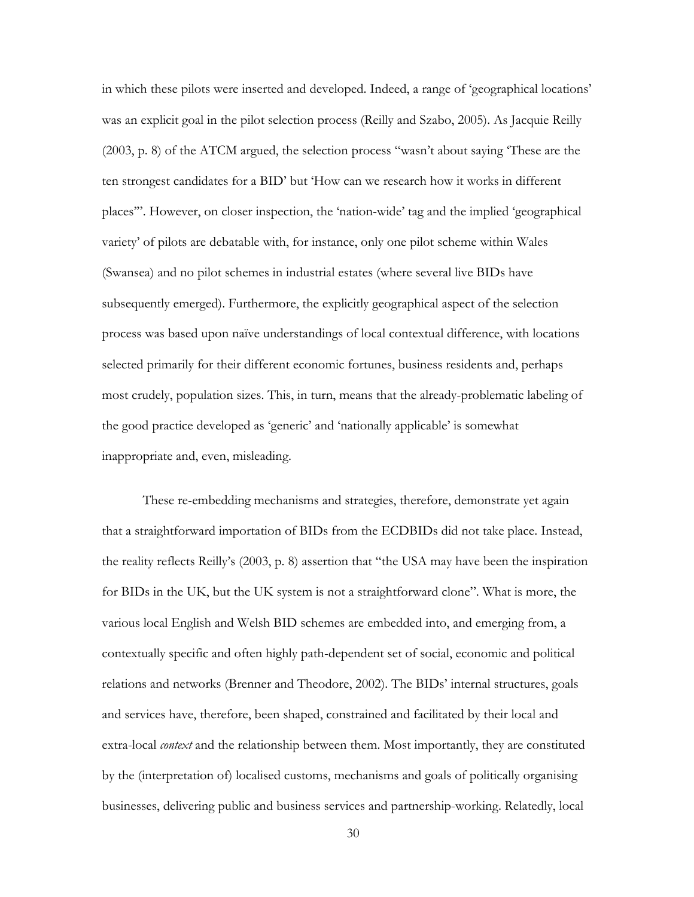in which these pilots were inserted and developed. Indeed, a range of 'geographical locations' was an explicit goal in the pilot selection process (Reilly and Szabo, 2005). As Jacquie Reilly (2003, p. 8) of the ATCM argued, the selection process "wasn't about saying 'These are the ten strongest candidates for a BID' but 'How can we research how it works in different places'". However, on closer inspection, the 'nation-wide' tag and the implied 'geographical variety' of pilots are debatable with, for instance, only one pilot scheme within Wales (Swansea) and no pilot schemes in industrial estates (where several live BIDs have subsequently emerged). Furthermore, the explicitly geographical aspect of the selection process was based upon naïve understandings of local contextual difference, with locations selected primarily for their different economic fortunes, business residents and, perhaps most crudely, population sizes. This, in turn, means that the already-problematic labeling of the good practice developed as 'generic' and 'nationally applicable' is somewhat inappropriate and, even, misleading.

These re-embedding mechanisms and strategies, therefore, demonstrate yet again that a straightforward importation of BIDs from the ECDBIDs did not take place. Instead, the reality reflects Reilly's (2003, p. 8) assertion that "the USA may have been the inspiration for BIDs in the UK, but the UK system is not a straightforward clone". What is more, the various local English and Welsh BID schemes are embedded into, and emerging from, a contextually specific and often highly path-dependent set of social, economic and political relations and networks (Brenner and Theodore, 2002). The BIDs' internal structures, goals and services have, therefore, been shaped, constrained and facilitated by their local and extra-local *context* and the relationship between them. Most importantly, they are constituted by the (interpretation of) localised customs, mechanisms and goals of politically organising businesses, delivering public and business services and partnership-working. Relatedly, local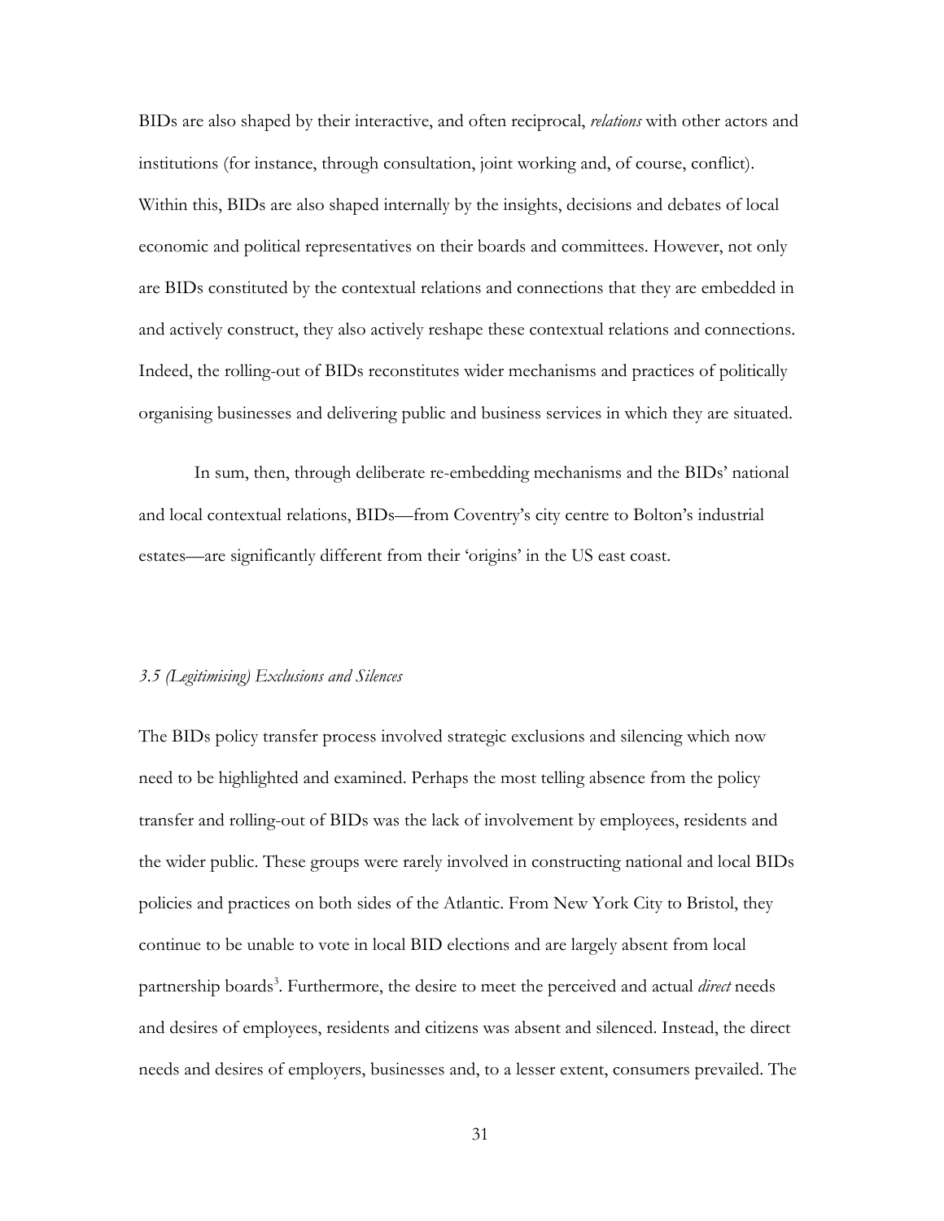BIDs are also shaped by their interactive, and often reciprocal, *relations* with other actors and institutions (for instance, through consultation, joint working and, of course, conflict). Within this, BIDs are also shaped internally by the insights, decisions and debates of local economic and political representatives on their boards and committees. However, not only are BIDs constituted by the contextual relations and connections that they are embedded in and actively construct, they also actively reshape these contextual relations and connections. Indeed, the rolling-out of BIDs reconstitutes wider mechanisms and practices of politically organising businesses and delivering public and business services in which they are situated.

In sum, then, through deliberate re-embedding mechanisms and the BIDs' national and local contextual relations, BIDs—from Coventry's city centre to Bolton's industrial estates—are significantly different from their 'origins' in the US east coast.

### *3.5 (Legitimising) Exclusions and Silences*

The BIDs policy transfer process involved strategic exclusions and silencing which now need to be highlighted and examined. Perhaps the most telling absence from the policy transfer and rolling-out of BIDs was the lack of involvement by employees, residents and the wider public. These groups were rarely involved in constructing national and local BIDs policies and practices on both sides of the Atlantic. From New York City to Bristol, they continue to be unable to vote in local BID elections and are largely absent from local partnership boards[3]. Furthermore, the desire to meet the perceived and actual *direct* needs and desires of employees, residents and citizens was absent and silenced. Instead, the direct needs and desires of employers, businesses and, to a lesser extent, consumers prevailed. The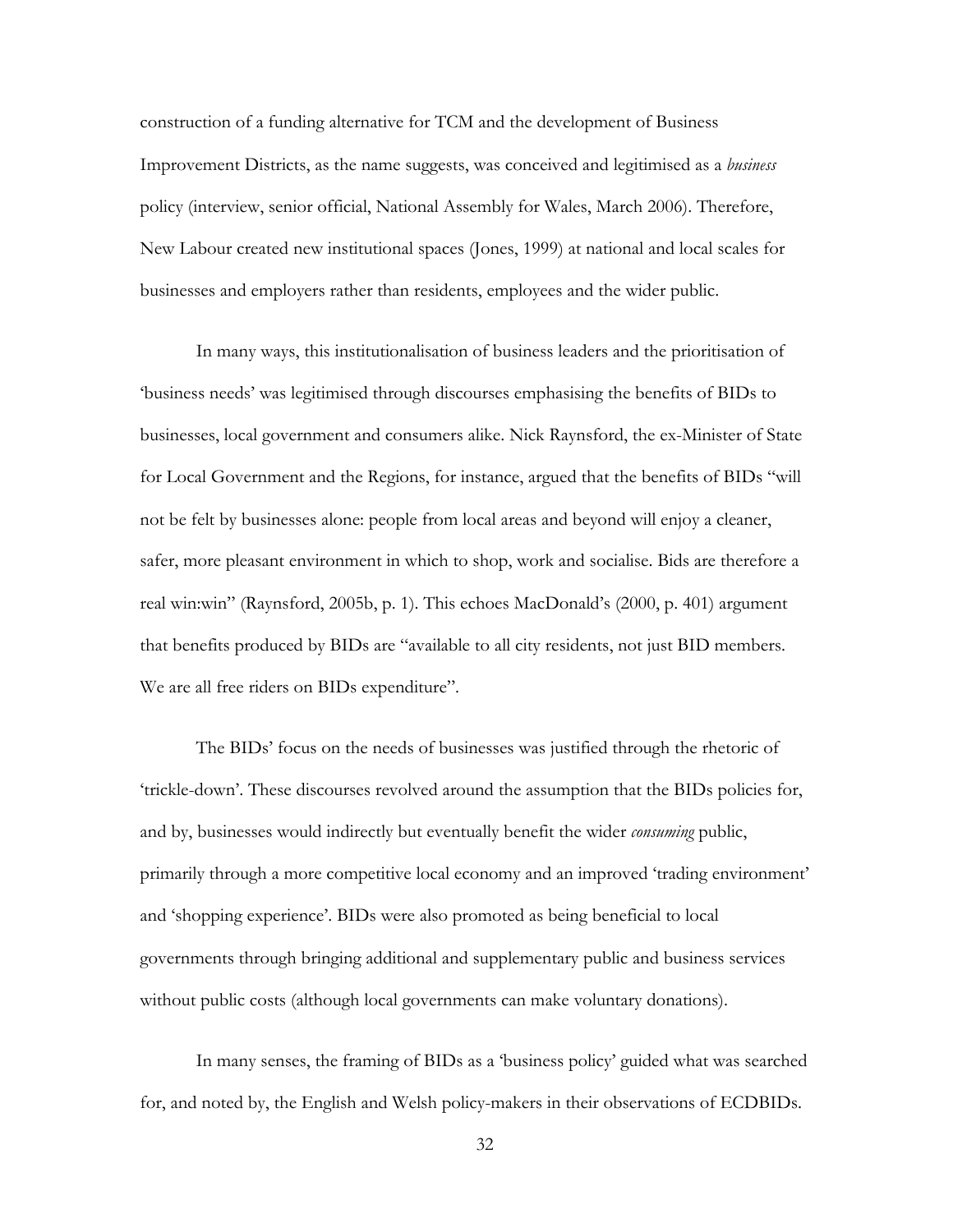construction of a funding alternative for TCM and the development of Business Improvement Districts, as the name suggests, was conceived and legitimised as a *business* policy (interview, senior official, National Assembly for Wales, March 2006). Therefore, New Labour created new institutional spaces (Jones, 1999) at national and local scales for businesses and employers rather than residents, employees and the wider public.

In many ways, this institutionalisation of business leaders and the prioritisation of 'business needs' was legitimised through discourses emphasising the benefits of BIDs to businesses, local government and consumers alike. Nick Raynsford, the ex-Minister of State for Local Government and the Regions, for instance, argued that the benefits of BIDs "will not be felt by businesses alone: people from local areas and beyond will enjoy a cleaner, safer, more pleasant environment in which to shop, work and socialise. Bids are therefore a real win:win" (Raynsford, 2005b, p. 1). This echoes MacDonald's (2000, p. 401) argument that benefits produced by BIDs are "available to all city residents, not just BID members. We are all free riders on BIDs expenditure".

The BIDs' focus on the needs of businesses was justified through the rhetoric of 'trickle-down'. These discourses revolved around the assumption that the BIDs policies for, and by, businesses would indirectly but eventually benefit the wider *consuming* public, primarily through a more competitive local economy and an improved 'trading environment' and 'shopping experience'. BIDs were also promoted as being beneficial to local governments through bringing additional and supplementary public and business services without public costs (although local governments can make voluntary donations).

In many senses, the framing of BIDs as a 'business policy' guided what was searched for, and noted by, the English and Welsh policy-makers in their observations of ECDBIDs.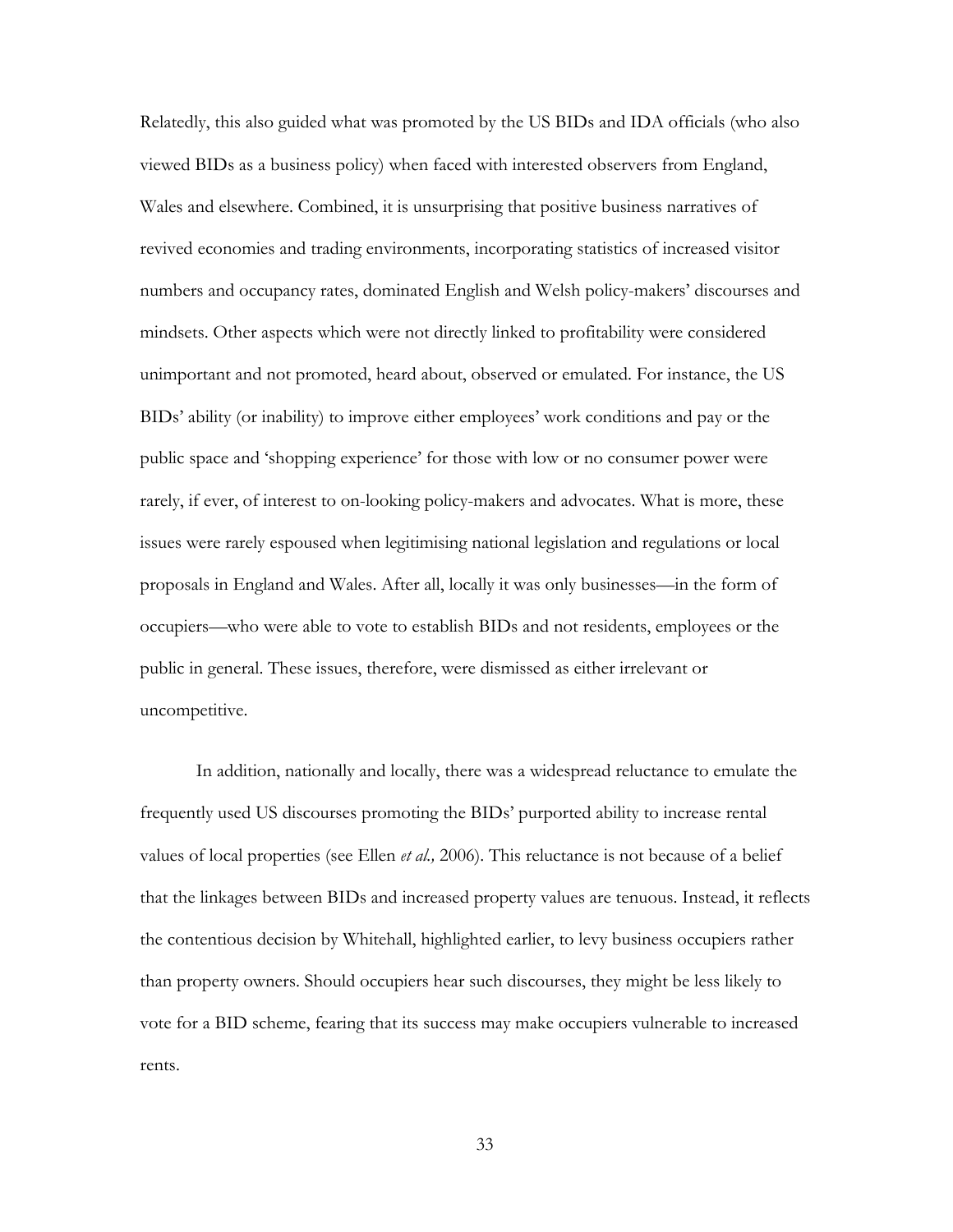Relatedly, this also guided what was promoted by the US BIDs and IDA officials (who also viewed BIDs as a business policy) when faced with interested observers from England, Wales and elsewhere. Combined, it is unsurprising that positive business narratives of revived economies and trading environments, incorporating statistics of increased visitor numbers and occupancy rates, dominated English and Welsh policy-makers' discourses and mindsets. Other aspects which were not directly linked to profitability were considered unimportant and not promoted, heard about, observed or emulated. For instance, the US BIDs' ability (or inability) to improve either employees' work conditions and pay or the public space and 'shopping experience' for those with low or no consumer power were rarely, if ever, of interest to on-looking policy-makers and advocates. What is more, these issues were rarely espoused when legitimising national legislation and regulations or local proposals in England and Wales. After all, locally it was only businesses—in the form of occupiers—who were able to vote to establish BIDs and not residents, employees or the public in general. These issues, therefore, were dismissed as either irrelevant or uncompetitive.

In addition, nationally and locally, there was a widespread reluctance to emulate the frequently used US discourses promoting the BIDs' purported ability to increase rental values of local properties (see Ellen *et al.,* 2006). This reluctance is not because of a belief that the linkages between BIDs and increased property values are tenuous. Instead, it reflects the contentious decision by Whitehall, highlighted earlier, to levy business occupiers rather than property owners. Should occupiers hear such discourses, they might be less likely to vote for a BID scheme, fearing that its success may make occupiers vulnerable to increased rents.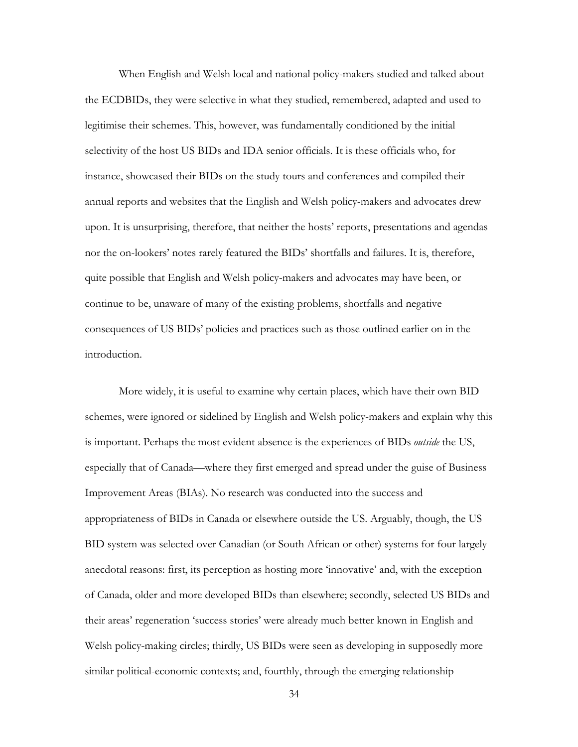When English and Welsh local and national policy-makers studied and talked about the ECDBIDs, they were selective in what they studied, remembered, adapted and used to legitimise their schemes. This, however, was fundamentally conditioned by the initial selectivity of the host US BIDs and IDA senior officials. It is these officials who, for instance, showcased their BIDs on the study tours and conferences and compiled their annual reports and websites that the English and Welsh policy-makers and advocates drew upon. It is unsurprising, therefore, that neither the hosts' reports, presentations and agendas nor the on-lookers' notes rarely featured the BIDs' shortfalls and failures. It is, therefore, quite possible that English and Welsh policy-makers and advocates may have been, or continue to be, unaware of many of the existing problems, shortfalls and negative consequences of US BIDs' policies and practices such as those outlined earlier on in the introduction.

More widely, it is useful to examine why certain places, which have their own BID schemes, were ignored or sidelined by English and Welsh policy-makers and explain why this is important. Perhaps the most evident absence is the experiences of BIDs *outside* the US, especially that of Canada—where they first emerged and spread under the guise of Business Improvement Areas (BIAs). No research was conducted into the success and appropriateness of BIDs in Canada or elsewhere outside the US. Arguably, though, the US BID system was selected over Canadian (or South African or other) systems for four largely anecdotal reasons: first, its perception as hosting more 'innovative' and, with the exception of Canada, older and more developed BIDs than elsewhere; secondly, selected US BIDs and their areas' regeneration 'success stories' were already much better known in English and Welsh policy-making circles; thirdly, US BIDs were seen as developing in supposedly more similar political-economic contexts; and, fourthly, through the emerging relationship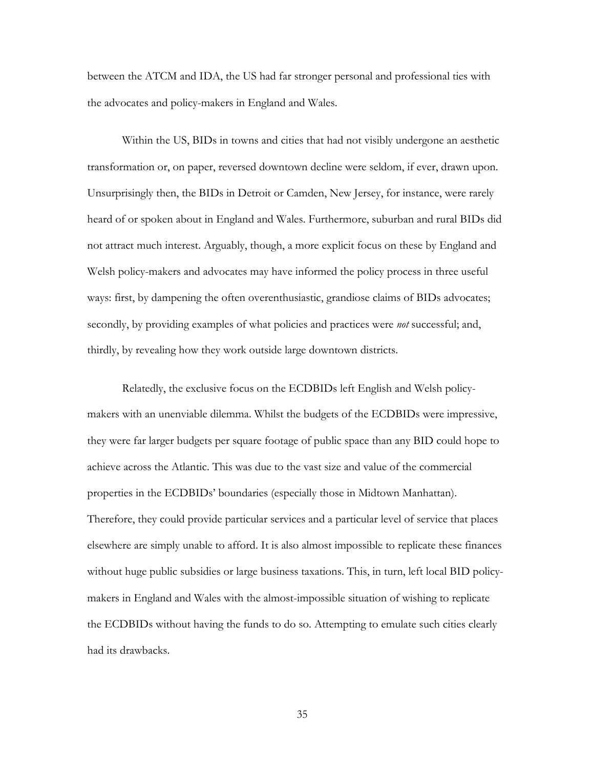between the ATCM and IDA, the US had far stronger personal and professional ties with the advocates and policy-makers in England and Wales.

Within the US, BIDs in towns and cities that had not visibly undergone an aesthetic transformation or, on paper, reversed downtown decline were seldom, if ever, drawn upon. Unsurprisingly then, the BIDs in Detroit or Camden, New Jersey, for instance, were rarely heard of or spoken about in England and Wales. Furthermore, suburban and rural BIDs did not attract much interest. Arguably, though, a more explicit focus on these by England and Welsh policy-makers and advocates may have informed the policy process in three useful ways: first, by dampening the often overenthusiastic, grandiose claims of BIDs advocates; secondly, by providing examples of what policies and practices were *not* successful; and, thirdly, by revealing how they work outside large downtown districts.

Relatedly, the exclusive focus on the ECDBIDs left English and Welsh policy-makers with an unenviable dilemma. Whilst the budgets of the ECDBIDs were impressive, they were far larger budgets per square footage of public space than any BID could hope to achieve across the Atlantic. This was due to the vast size and value of the commercial properties in the ECDBIDs' boundaries (especially those in Midtown Manhattan). Therefore, they could provide particular services and a particular level of service that places elsewhere are simply unable to afford. It is also almost impossible to replicate these finances without huge public subsidies or large business taxations. This, in turn, left local BID policy-makers in England and Wales with the almost-impossible situation of wishing to replicate the ECDBIDs without having the funds to do so. Attempting to emulate such cities clearly had its drawbacks.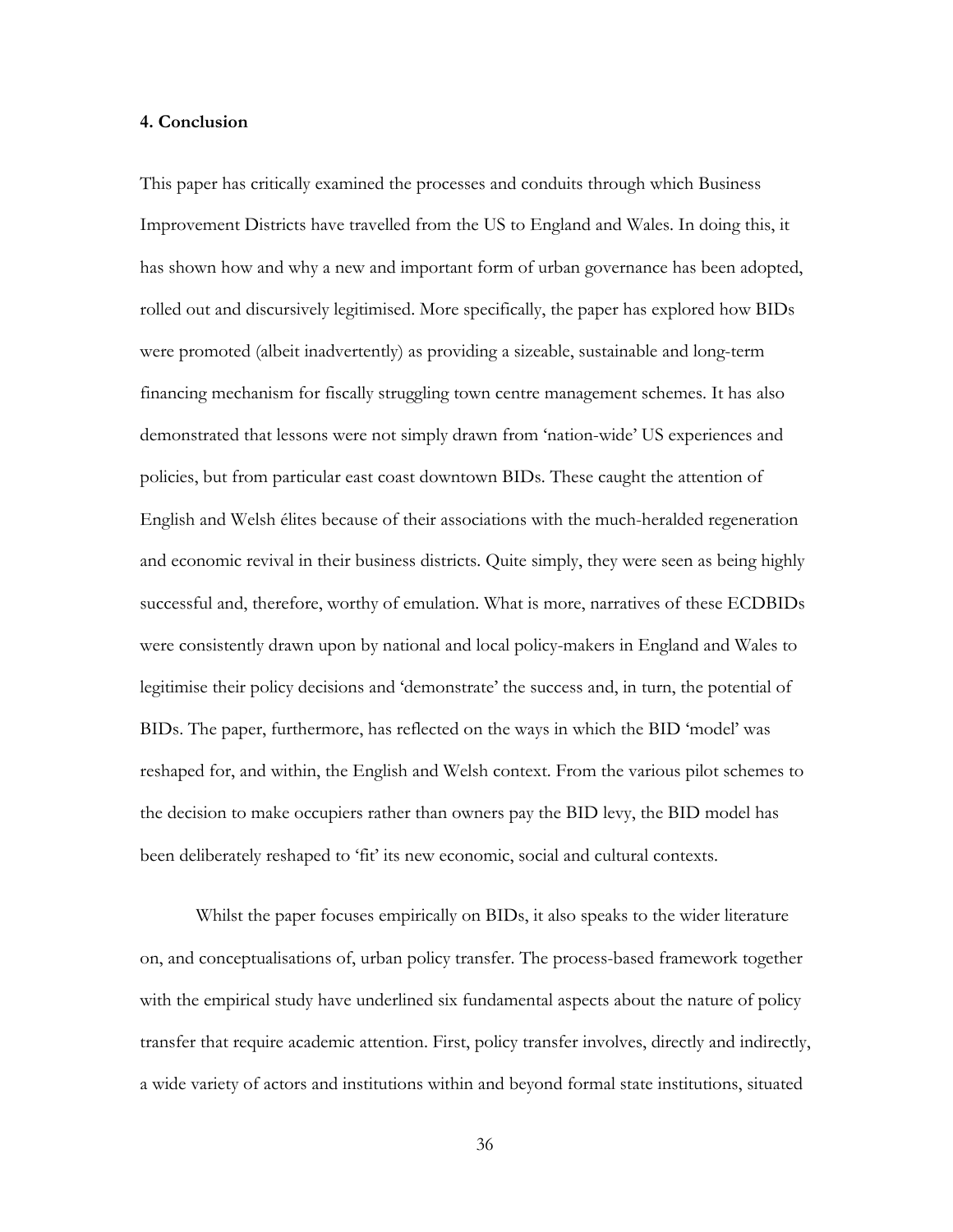## 4. Conclusion

This paper has critically examined the processes and conduits through which Business Improvement Districts have travelled from the US to England and Wales. In doing this, it has shown how and why a new and important form of urban governance has been adopted, rolled out and discursively legitimised. More specifically, the paper has explored how BIDs were promoted (albeit inadvertently) as providing a sizeable, sustainable and long-term financing mechanism for fiscally struggling town centre management schemes. It has also demonstrated that lessons were not simply drawn from 'nation-wide' US experiences and policies, but from particular east coast downtown BIDs. These caught the attention of English and Welsh élites because of their associations with the much-heralded regeneration and economic revival in their business districts. Quite simply, they were seen as being highly successful and, therefore, worthy of emulation. What is more, narratives of these ECDBIDs were consistently drawn upon by national and local policy-makers in England and Wales to legitimise their policy decisions and 'demonstrate' the success and, in turn, the potential of BIDs. The paper, furthermore, has reflected on the ways in which the BID 'model' was reshaped for, and within, the English and Welsh context. From the various pilot schemes to the decision to make occupiers rather than owners pay the BID levy, the BID model has been deliberately reshaped to 'fit' its new economic, social and cultural contexts.

Whilst the paper focuses empirically on BIDs, it also speaks to the wider literature on, and conceptualisations of, urban policy transfer. The process-based framework together with the empirical study have underlined six fundamental aspects about the nature of policy transfer that require academic attention. First, policy transfer involves, directly and indirectly, a wide variety of actors and institutions within and beyond formal state institutions, situated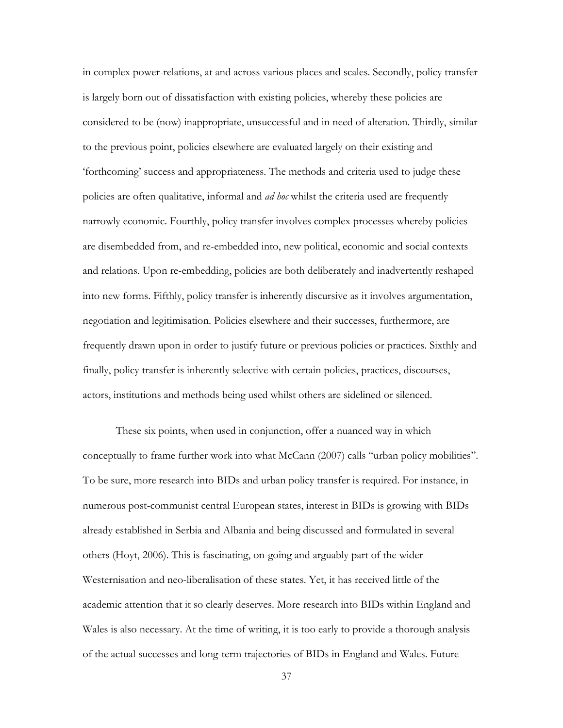in complex power-relations, at and across various places and scales. Secondly, policy transfer is largely born out of dissatisfaction with existing policies, whereby these policies are considered to be (now) inappropriate, unsuccessful and in need of alteration. Thirdly, similar to the previous point, policies elsewhere are evaluated largely on their existing and 'forthcoming' success and appropriateness. The methods and criteria used to judge these policies are often qualitative, informal and *ad hoc* whilst the criteria used are frequently narrowly economic. Fourthly, policy transfer involves complex processes whereby policies are disembedded from, and re-embedded into, new political, economic and social contexts and relations. Upon re-embedding, policies are both deliberately and inadvertently reshaped into new forms. Fifthly, policy transfer is inherently discursive as it involves argumentation, negotiation and legitimisation. Policies elsewhere and their successes, furthermore, are frequently drawn upon in order to justify future or previous policies or practices. Sixthly and finally, policy transfer is inherently selective with certain policies, practices, discourses, actors, institutions and methods being used whilst others are sidelined or silenced.

These six points, when used in conjunction, offer a nuanced way in which conceptually to frame further work into what McCann (2007) calls "urban policy mobilities". To be sure, more research into BIDs and urban policy transfer is required. For instance, in numerous post-communist central European states, interest in BIDs is growing with BIDs already established in Serbia and Albania and being discussed and formulated in several others (Hoyt, 2006). This is fascinating, on-going and arguably part of the wider Westernisation and neo-liberalisation of these states. Yet, it has received little of the academic attention that it so clearly deserves. More research into BIDs within England and Wales is also necessary. At the time of writing, it is too early to provide a thorough analysis of the actual successes and long-term trajectories of BIDs in England and Wales. Future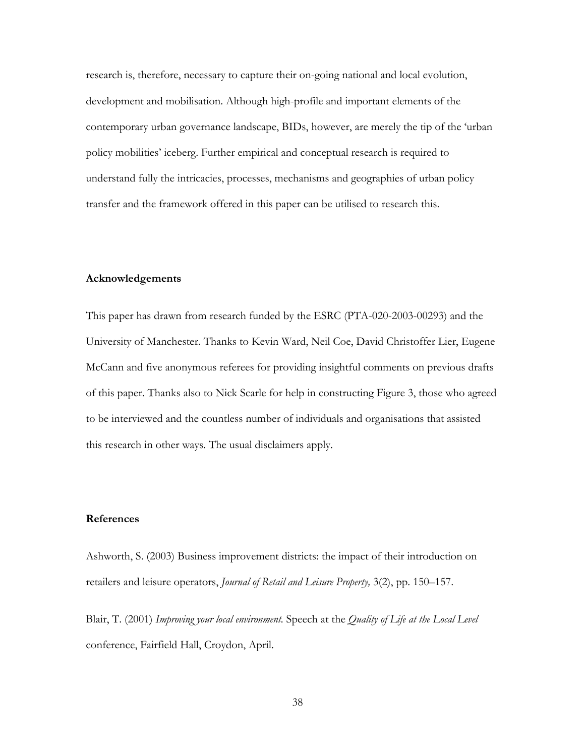research is, therefore, necessary to capture their on-going national and local evolution, development and mobilisation. Although high-profile and important elements of the contemporary urban governance landscape, BIDs, however, are merely the tip of the 'urban policy mobilities' iceberg. Further empirical and conceptual research is required to understand fully the intricacies, processes, mechanisms and geographies of urban policy transfer and the framework offered in this paper can be utilised to research this.

## Acknowledgements

This paper has drawn from research funded by the ESRC (PTA-020-2003-00293) and the University of Manchester. Thanks to Kevin Ward, Neil Coe, David Christoffer Lier, Eugene McCann and five anonymous referees for providing insightful comments on previous drafts of this paper. Thanks also to Nick Scarle for help in constructing Figure 3, those who agreed to be interviewed and the countless number of individuals and organisations that assisted this research in other ways. The usual disclaimers apply.

## References

Ashworth, S. (2003) Business improvement districts: the impact of their introduction on retailers and leisure operators, *Journal of Retail and Leisure Property,* 3(2), pp. 150–157.

Blair, T. (2001) *Improving your local environment.* Speech at the *Quality of Life at the Local Level* conference, Fairfield Hall, Croydon, April.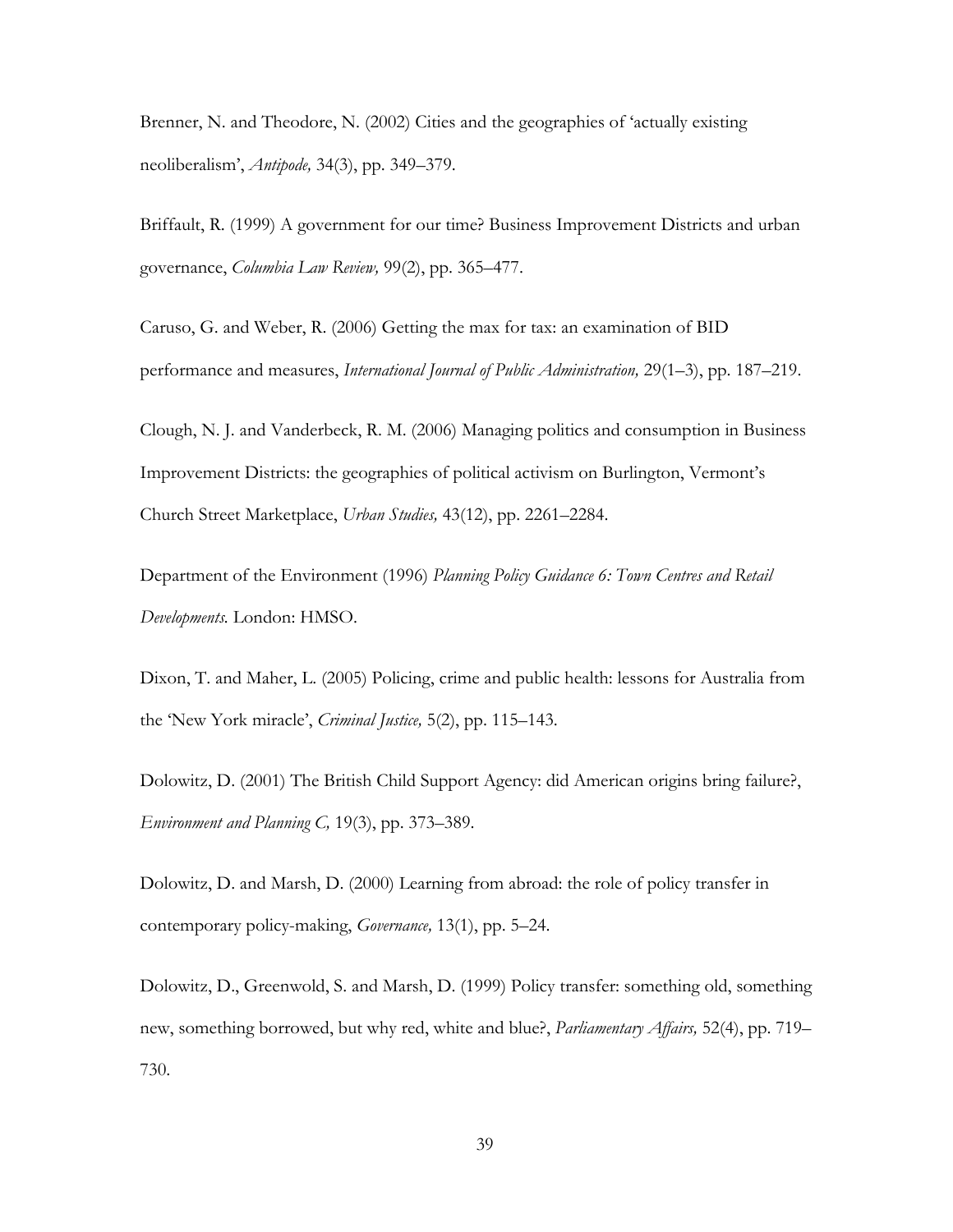Brenner, N. and Theodore, N. (2002) Cities and the geographies of 'actually existing neoliberalism', *Antipode,* 34(3), pp. 349–379.

Briffault, R. (1999) A government for our time? Business Improvement Districts and urban governance, *Columbia Law Review,* 99(2), pp. 365–477.

Caruso, G. and Weber, R. (2006) Getting the max for tax: an examination of BID performance and measures, *International Journal of Public Administration,* 29(1–3), pp. 187–219.

Clough, N. J. and Vanderbeck, R. M. (2006) Managing politics and consumption in Business Improvement Districts: the geographies of political activism on Burlington, Vermont's Church Street Marketplace, *Urban Studies,* 43(12), pp. 2261–2284.

Department of the Environment (1996) *Planning Policy Guidance 6: Town Centres and Retail Developments.* London: HMSO.

Dixon, T. and Maher, L. (2005) Policing, crime and public health: lessons for Australia from the 'New York miracle', *Criminal Justice,* 5(2), pp. 115–143.

Dolowitz, D. (2001) The British Child Support Agency: did American origins bring failure?, *Environment and Planning C,* 19(3), pp. 373–389.

Dolowitz, D. and Marsh, D. (2000) Learning from abroad: the role of policy transfer in contemporary policy-making, *Governance,* 13(1), pp. 5–24.

Dolowitz, D., Greenwold, S. and Marsh, D. (1999) Policy transfer: something old, something new, something borrowed, but why red, white and blue?, *Parliamentary Affairs,* 52(4), pp. 719–730.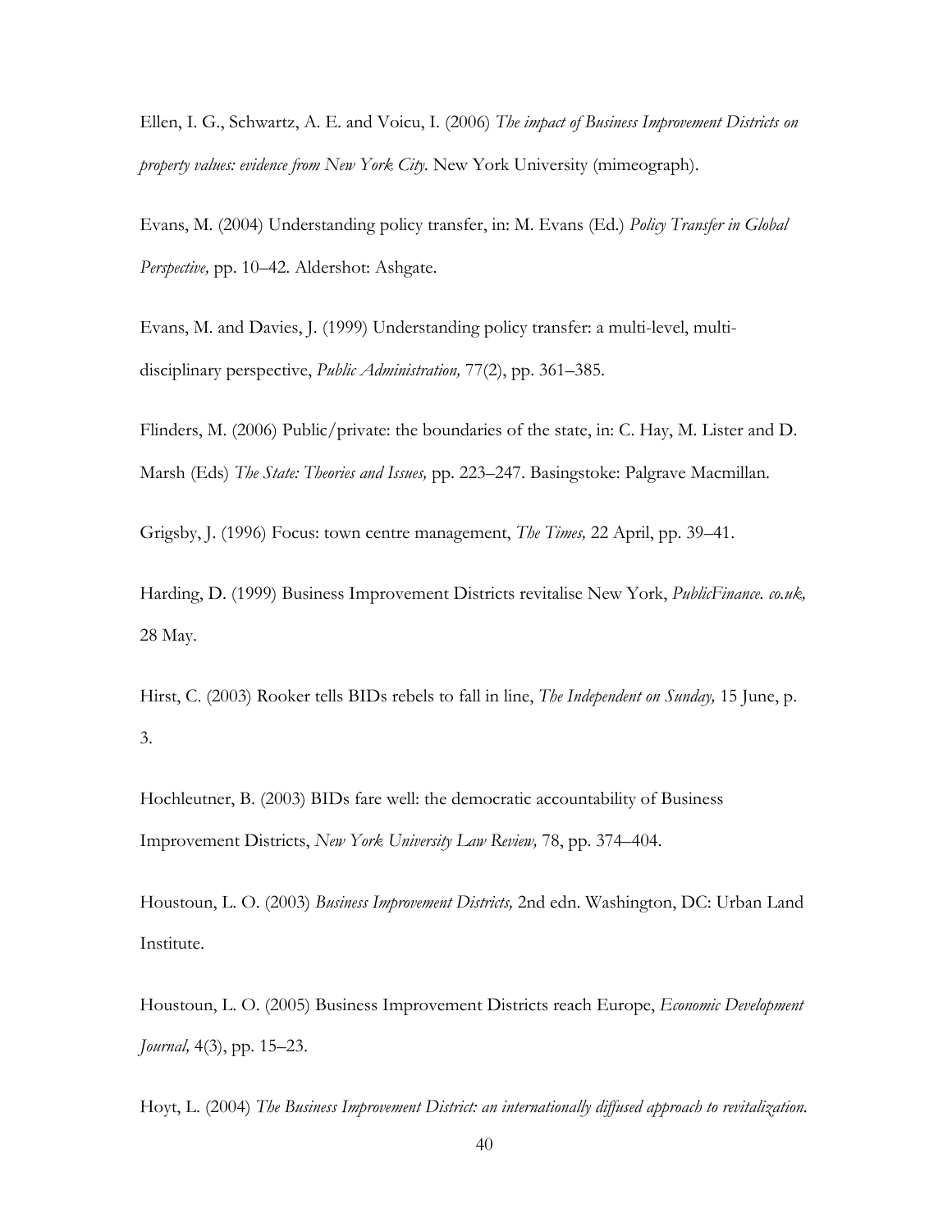Ellen, I. G., Schwartz, A. E. and Voicu, I. (2006) *The impact of Business Improvement Districts on property values: evidence from New York City.* New York University (mimeograph).

Evans, M. (2004) Understanding policy transfer, in: M. Evans (Ed.) *Policy Transfer in Global Perspective,* pp. 10–42. Aldershot: Ashgate.

Evans, M. and Davies, J. (1999) Understanding policy transfer: a multi-level, multi-disciplinary perspective, *Public Administration,* 77(2), pp. 361–385.

Flinders, M. (2006) Public/private: the boundaries of the state, in: C. Hay, M. Lister and D. Marsh (Eds) *The State: Theories and Issues,* pp. 223–247. Basingstoke: Palgrave Macmillan.

Grigsby, J. (1996) Focus: town centre management, *The Times,* 22 April, pp. 39–41.

Harding, D. (1999) Business Improvement Districts revitalise New York, *PublicFinance. co.uk,* 28 May.

Hirst, C. (2003) Rooker tells BIDs rebels to fall in line, *The Independent on Sunday,* 15 June, p. 3.

Hochleutner, B. (2003) BIDs fare well: the democratic accountability of Business Improvement Districts, *New York University Law Review,* 78, pp. 374–404.

Houstoun, L. O. (2003) *Business Improvement Districts,* 2nd edn. Washington, DC: Urban Land Institute.

Houstoun, L. O. (2005) Business Improvement Districts reach Europe, *Economic Development Journal,* 4(3), pp. 15–23.

Hoyt, L. (2004) *The Business Improvement District: an internationally diffused approach to revitalization.*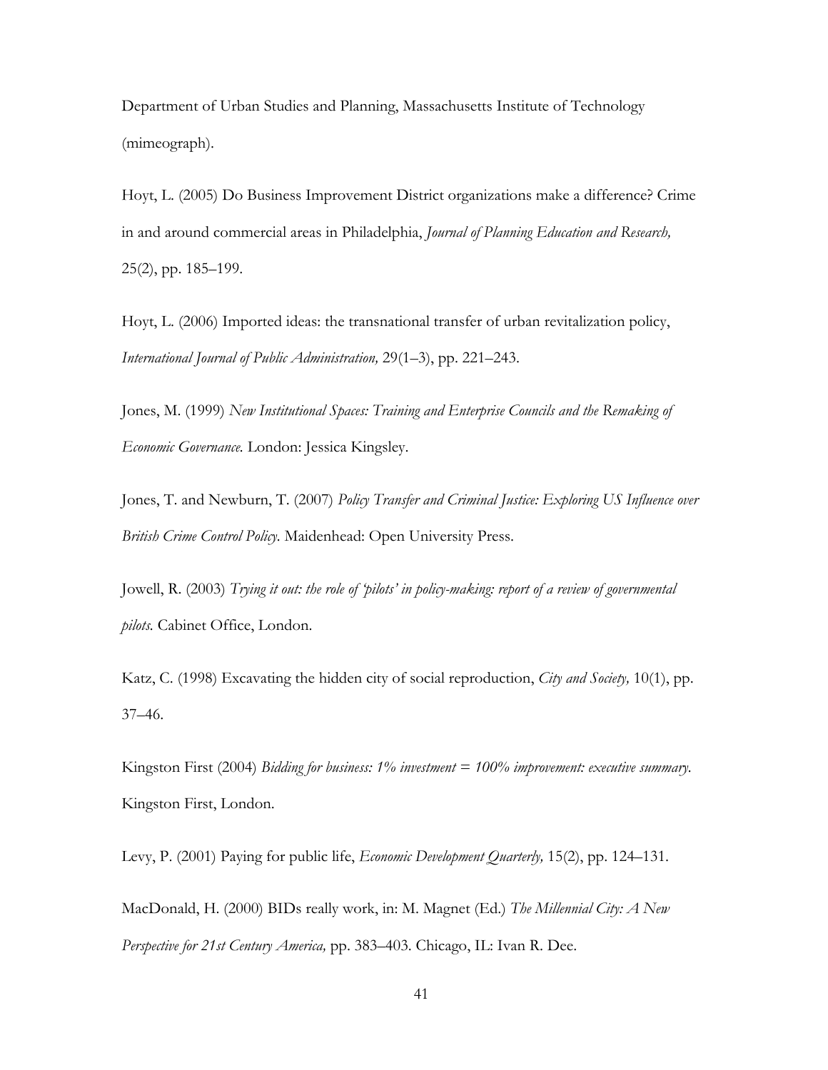Department of Urban Studies and Planning, Massachusetts Institute of Technology (mimeograph).

Hoyt, L. (2005) Do Business Improvement District organizations make a difference? Crime in and around commercial areas in Philadelphia, *Journal of Planning Education and Research,* 25(2), pp. 185–199.

Hoyt, L. (2006) Imported ideas: the transnational transfer of urban revitalization policy, *International Journal of Public Administration,* 29(1–3), pp. 221–243.

Jones, M. (1999) *New Institutional Spaces: Training and Enterprise Councils and the Remaking of Economic Governance.* London: Jessica Kingsley.

Jones, T. and Newburn, T. (2007) *Policy Transfer and Criminal Justice: Exploring US Influence over British Crime Control Policy.* Maidenhead: Open University Press.

Jowell, R. (2003) *Trying it out: the role of 'pilots' in policy-making: report of a review of governmental pilots.* Cabinet Office, London.

Katz, C. (1998) Excavating the hidden city of social reproduction, *City and Society,* 10(1), pp. 37–46.

Kingston First (2004) *Bidding for business: 1% investment = 100% improvement: executive summary.* Kingston First, London.

Levy, P. (2001) Paying for public life, *Economic Development Quarterly,* 15(2), pp. 124–131.

MacDonald, H. (2000) BIDs really work, in: M. Magnet (Ed.) *The Millennial City: A New Perspective for 21st Century America,* pp. 383–403. Chicago, IL: Ivan R. Dee.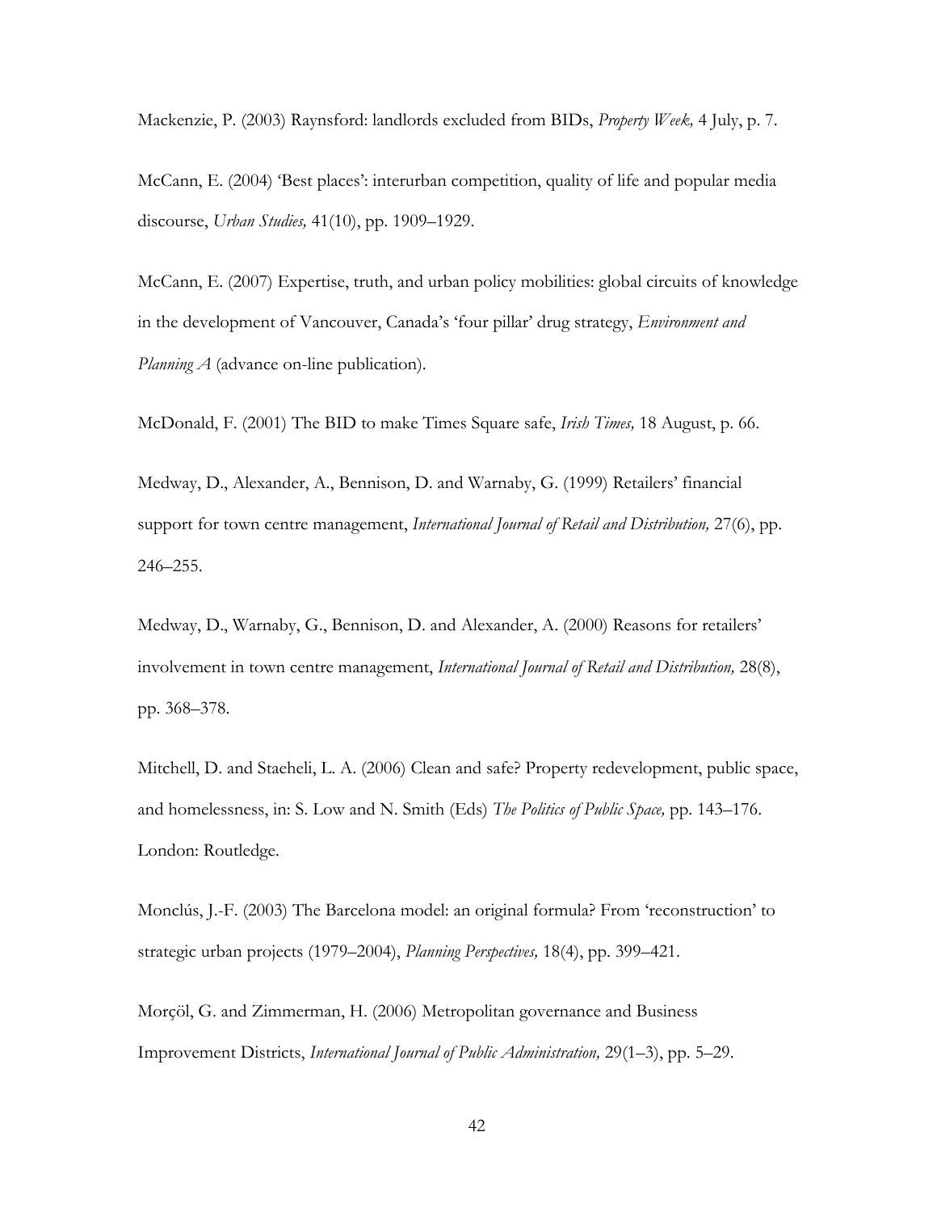Mackenzie, P. (2003) Raynsford: landlords excluded from BIDs, *Property Week,* 4 July, p. 7.

McCann, E. (2004) 'Best places': interurban competition, quality of life and popular media discourse, *Urban Studies,* 41(10), pp. 1909–1929.

McCann, E. (2007) Expertise, truth, and urban policy mobilities: global circuits of knowledge in the development of Vancouver, Canada's 'four pillar' drug strategy, *Environment and Planning A* (advance on-line publication).

McDonald, F. (2001) The BID to make Times Square safe, *Irish Times,* 18 August, p. 66.

Medway, D., Alexander, A., Bennison, D. and Warnaby, G. (1999) Retailers' financial support for town centre management, *International Journal of Retail and Distribution,* 27(6), pp. 246–255.

Medway, D., Warnaby, G., Bennison, D. and Alexander, A. (2000) Reasons for retailers' involvement in town centre management, *International Journal of Retail and Distribution,* 28(8), pp. 368–378.

Mitchell, D. and Staeheli, L. A. (2006) Clean and safe? Property redevelopment, public space, and homelessness, in: S. Low and N. Smith (Eds) *The Politics of Public Space,* pp. 143–176. London: Routledge.

Monclús, J.-F. (2003) The Barcelona model: an original formula? From 'reconstruction' to strategic urban projects (1979–2004), *Planning Perspectives,* 18(4), pp. 399–421.

Morçöl, G. and Zimmerman, H. (2006) Metropolitan governance and Business Improvement Districts, *International Journal of Public Administration,* 29(1–3), pp. 5–29.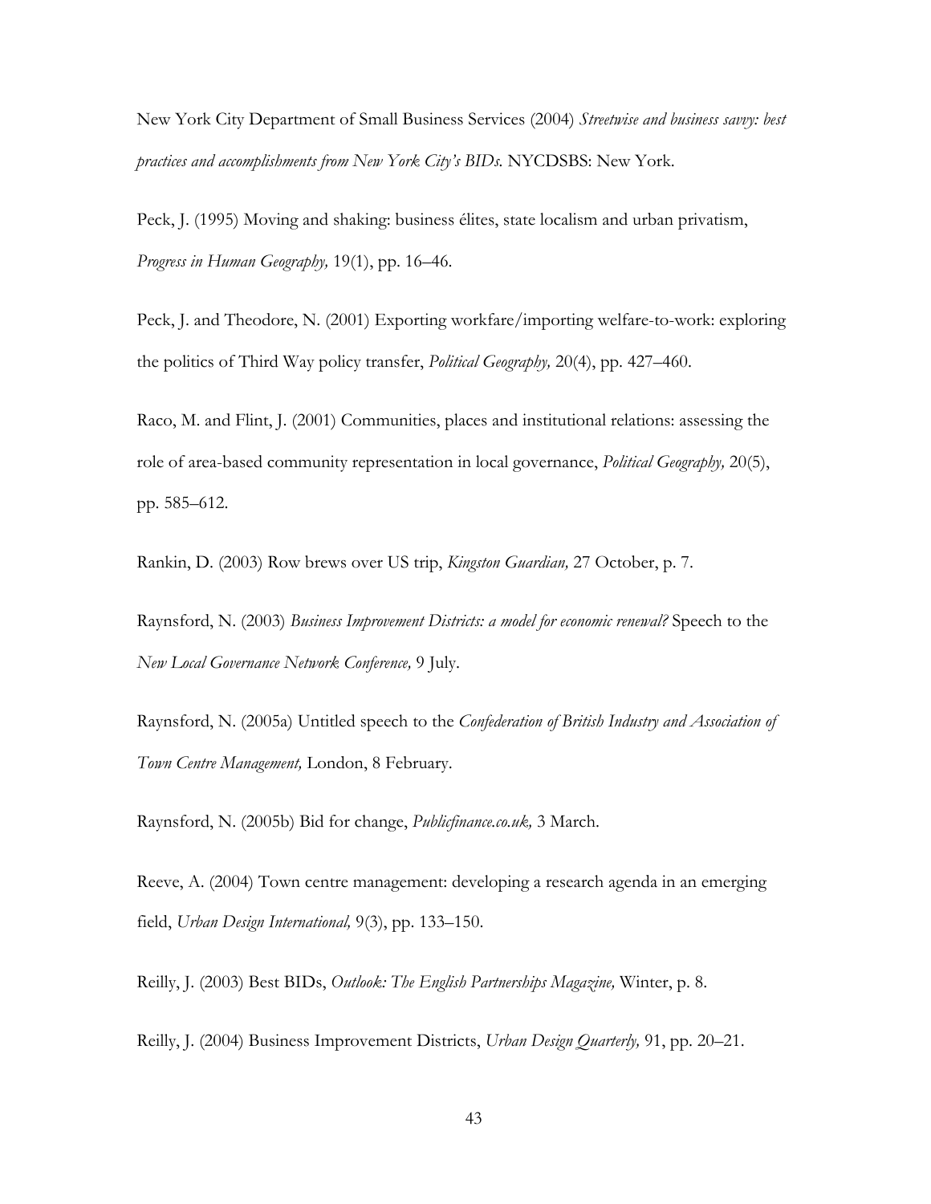New York City Department of Small Business Services (2004) *Streetwise and business savvy: best practices and accomplishments from New York City's BIDs.* NYCDSBS: New York.

Peck, J. (1995) Moving and shaking: business élites, state localism and urban privatism, *Progress in Human Geography,* 19(1), pp. 16–46.

Peck, J. and Theodore, N. (2001) Exporting workfare/importing welfare-to-work: exploring the politics of Third Way policy transfer, *Political Geography,* 20(4), pp. 427–460.

Raco, M. and Flint, J. (2001) Communities, places and institutional relations: assessing the role of area-based community representation in local governance, *Political Geography,* 20(5), pp. 585–612.

Rankin, D. (2003) Row brews over US trip, *Kingston Guardian,* 27 October, p. 7.

Raynsford, N. (2003) *Business Improvement Districts: a model for economic renewal?* Speech to the *New Local Governance Network Conference,* 9 July.

Raynsford, N. (2005a) Untitled speech to the *Confederation of British Industry and Association of Town Centre Management,* London, 8 February.

Raynsford, N. (2005b) Bid for change, *Publicfinance.co.uk,* 3 March.

Reeve, A. (2004) Town centre management: developing a research agenda in an emerging field, *Urban Design International,* 9(3), pp. 133–150.

Reilly, J. (2003) Best BIDs, *Outlook: The English Partnerships Magazine,* Winter, p. 8.

Reilly, J. (2004) Business Improvement Districts, *Urban Design Quarterly,* 91, pp. 20–21.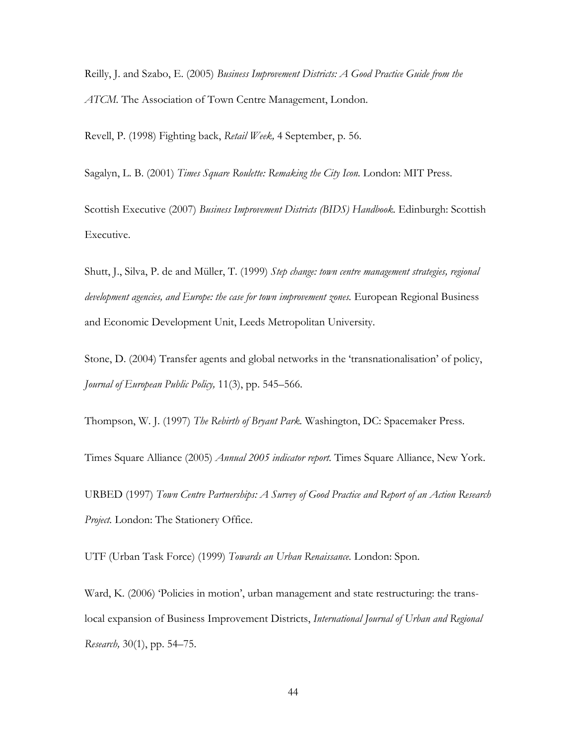Reilly, J. and Szabo, E. (2005) *Business Improvement Districts: A Good Practice Guide from the ATCM*. The Association of Town Centre Management, London.

Revell, P. (1998) Fighting back, *Retail Week,* 4 September, p. 56.

Sagalyn, L. B. (2001) *Times Square Roulette: Remaking the City Icon.* London: MIT Press.

Scottish Executive (2007) *Business Improvement Districts (BIDS) Handbook.* Edinburgh: Scottish Executive.

Shutt, J., Silva, P. de and Müller, T. (1999) *Step change: town centre management strategies, regional development agencies, and Europe: the case for town improvement zones.* European Regional Business and Economic Development Unit, Leeds Metropolitan University.

Stone, D. (2004) Transfer agents and global networks in the 'transnationalisation' of policy, *Journal of European Public Policy,* 11(3), pp. 545–566.

Thompson, W. J. (1997) *The Rebirth of Bryant Park.* Washington, DC: Spacemaker Press.

Times Square Alliance (2005) *Annual 2005 indicator report.* Times Square Alliance, New York.

URBED (1997) *Town Centre Partnerships: A Survey of Good Practice and Report of an Action Research Project.* London: The Stationery Office.

UTF (Urban Task Force) (1999) *Towards an Urban Renaissance.* London: Spon.

Ward, K. (2006) 'Policies in motion', urban management and state restructuring: the trans-local expansion of Business Improvement Districts, *International Journal of Urban and Regional Research,* 30(1), pp. 54–75.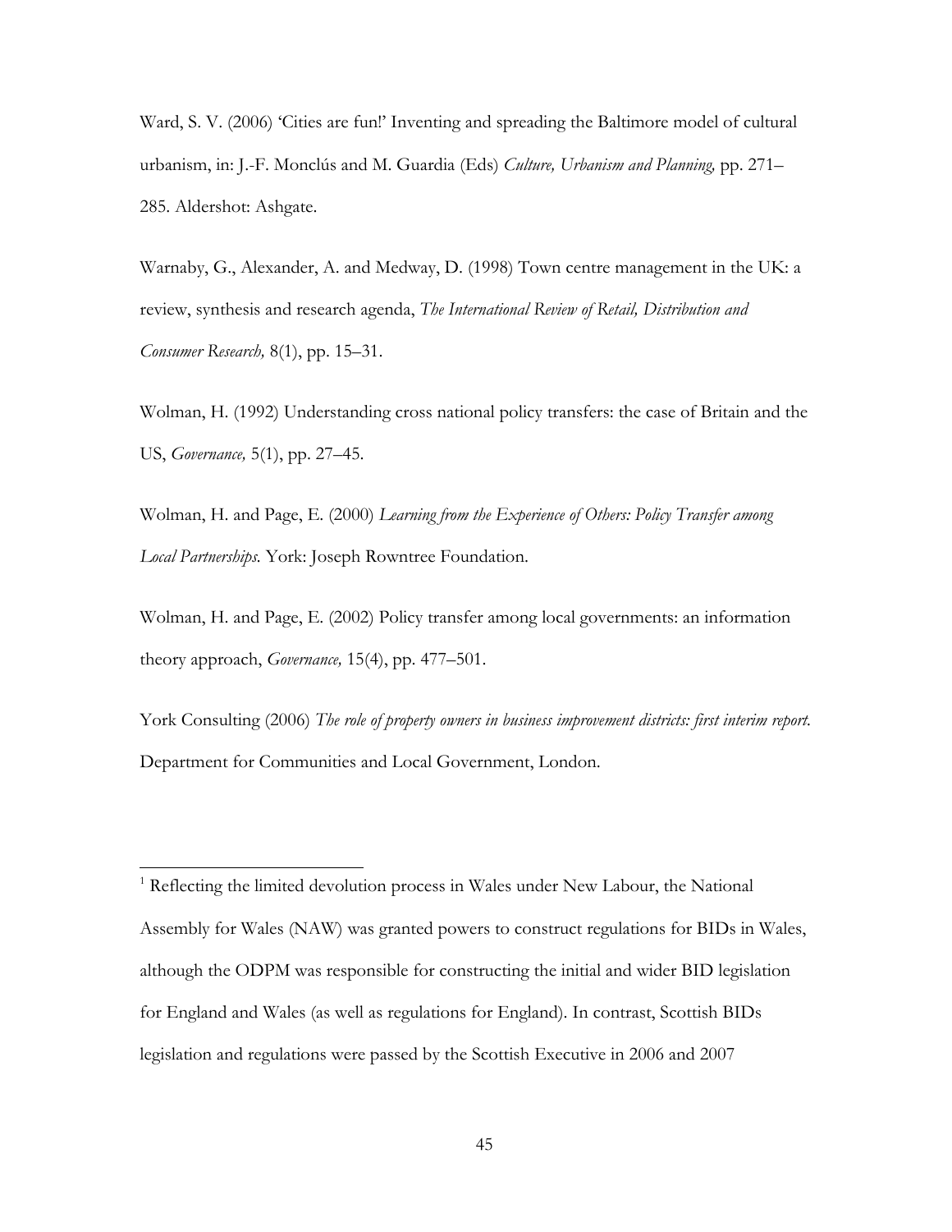Ward, S. V. (2006) 'Cities are fun!' Inventing and spreading the Baltimore model of cultural urbanism, in: J.-F. Monclús and M. Guardia (Eds) *Culture, Urbanism and Planning,* pp. 271–285. Aldershot: Ashgate.

Warnaby, G., Alexander, A. and Medway, D. (1998) Town centre management in the UK: a review, synthesis and research agenda, *The International Review of Retail, Distribution and Consumer Research,* 8(1), pp. 15–31.

Wolman, H. (1992) Understanding cross national policy transfers: the case of Britain and the US, *Governance,* 5(1), pp. 27–45.

Wolman, H. and Page, E. (2000) *Learning from the Experience of Others: Policy Transfer among Local Partnerships.* York: Joseph Rowntree Foundation.

Wolman, H. and Page, E. (2002) Policy transfer among local governments: an information theory approach, *Governance,* 15(4), pp. 477–501.

York Consulting (2006) *The role of property owners in business improvement districts: first interim report.* Department for Communities and Local Government, London.

---

[1] Reflecting the limited devolution process in Wales under New Labour, the National Assembly for Wales (NAW) was granted powers to construct regulations for BIDs in Wales, although the ODPM was responsible for constructing the initial and wider BID legislation for England and Wales (as well as regulations for England). In contrast, Scottish BIDs legislation and regulations were passed by the Scottish Executive in 2006 and 2007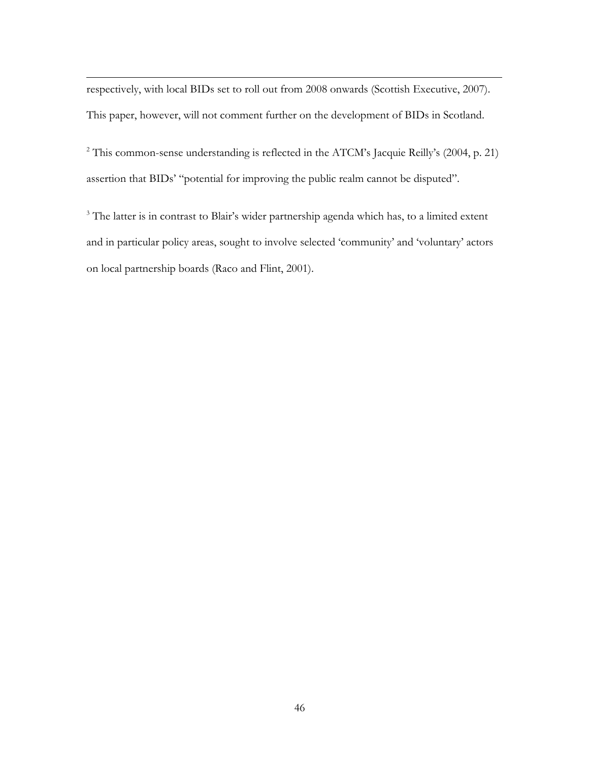respectively, with local BIDs set to roll out from 2008 onwards (Scottish Executive, 2007). This paper, however, will not comment further on the development of BIDs in Scotland.

[2] This common-sense understanding is reflected in the ATCM's Jacquie Reilly's (2004, p. 21) assertion that BIDs' "potential for improving the public realm cannot be disputed".

[3] The latter is in contrast to Blair's wider partnership agenda which has, to a limited extent and in particular policy areas, sought to involve selected 'community' and 'voluntary' actors on local partnership boards (Raco and Flint, 2001).